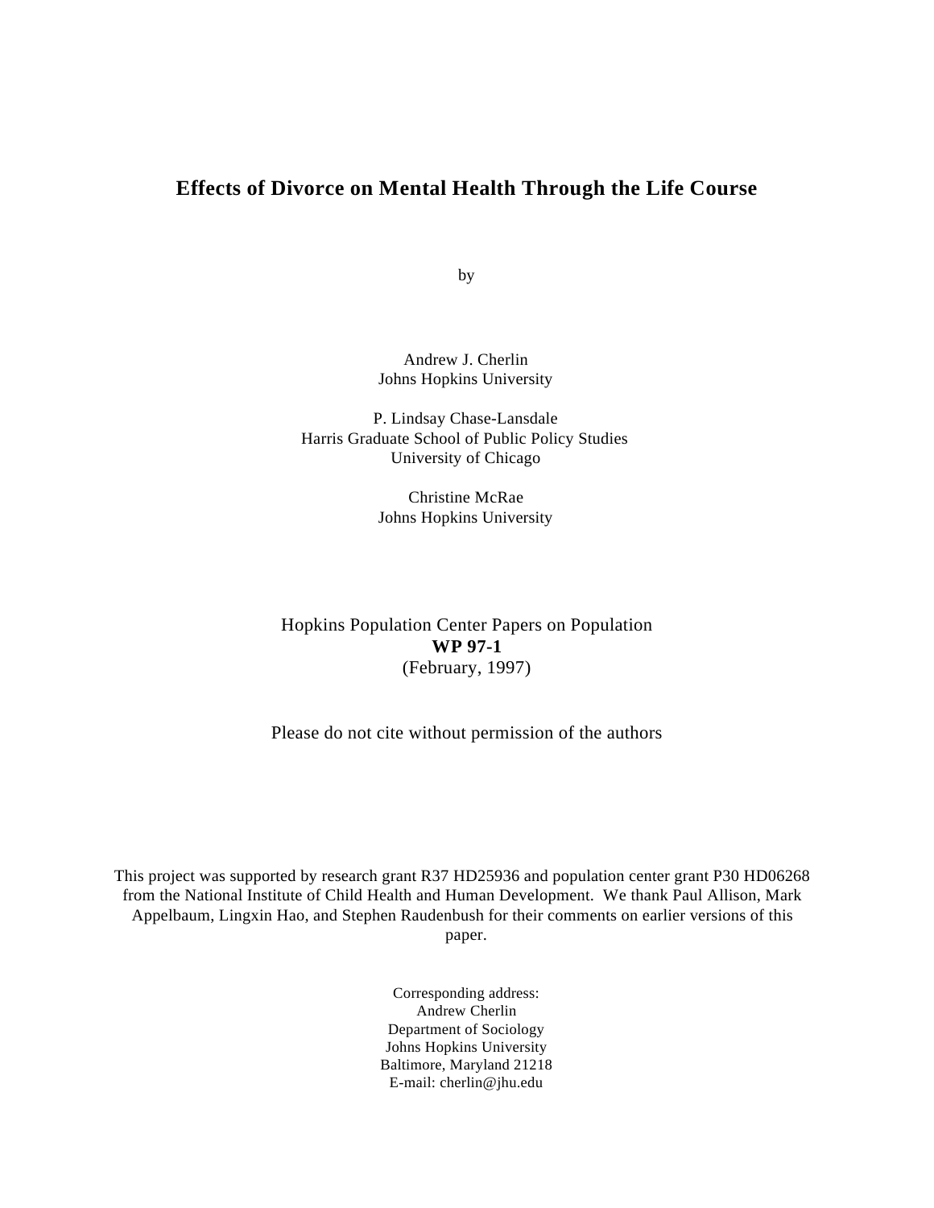# Effects of Divorce on Mental Health Through the Life Course

by

Andrew J. Cherlin
Johns Hopkins University

P. Lindsay Chase-Lansdale
Harris Graduate School of Public Policy Studies
University of Chicago

Christine McRae
Johns Hopkins University

Hopkins Population Center Papers on Population
**WP 97-1**
(February, 1997)

Please do not cite without permission of the authors

This project was supported by research grant R37 HD25936 and population center grant P30 HD06268 from the National Institute of Child Health and Human Development. We thank Paul Allison, Mark Appelbaum, Lingxin Hao, and Stephen Raudenbush for their comments on earlier versions of this paper.

Corresponding address:
Andrew Cherlin
Department of Sociology
Johns Hopkins University
Baltimore, Maryland 21218
E-mail: cherlin@jhu.edu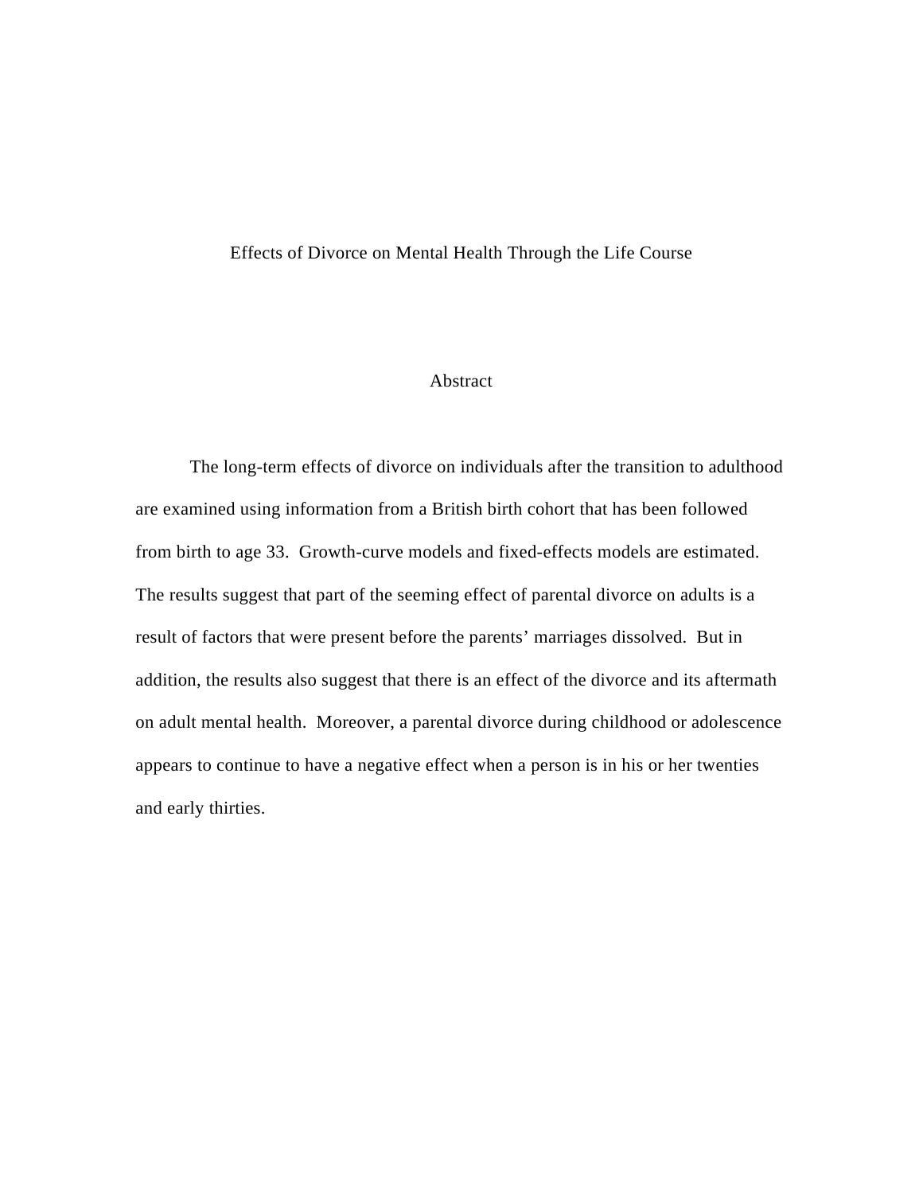# Effects of Divorce on Mental Health Through the Life Course

## Abstract

The long-term effects of divorce on individuals after the transition to adulthood are examined using information from a British birth cohort that has been followed from birth to age 33. Growth-curve models and fixed-effects models are estimated. The results suggest that part of the seeming effect of parental divorce on adults is a result of factors that were present before the parents' marriages dissolved. But in addition, the results also suggest that there is an effect of the divorce and its aftermath on adult mental health. Moreover, a parental divorce during childhood or adolescence appears to continue to have a negative effect when a person is in his or her twenties and early thirties.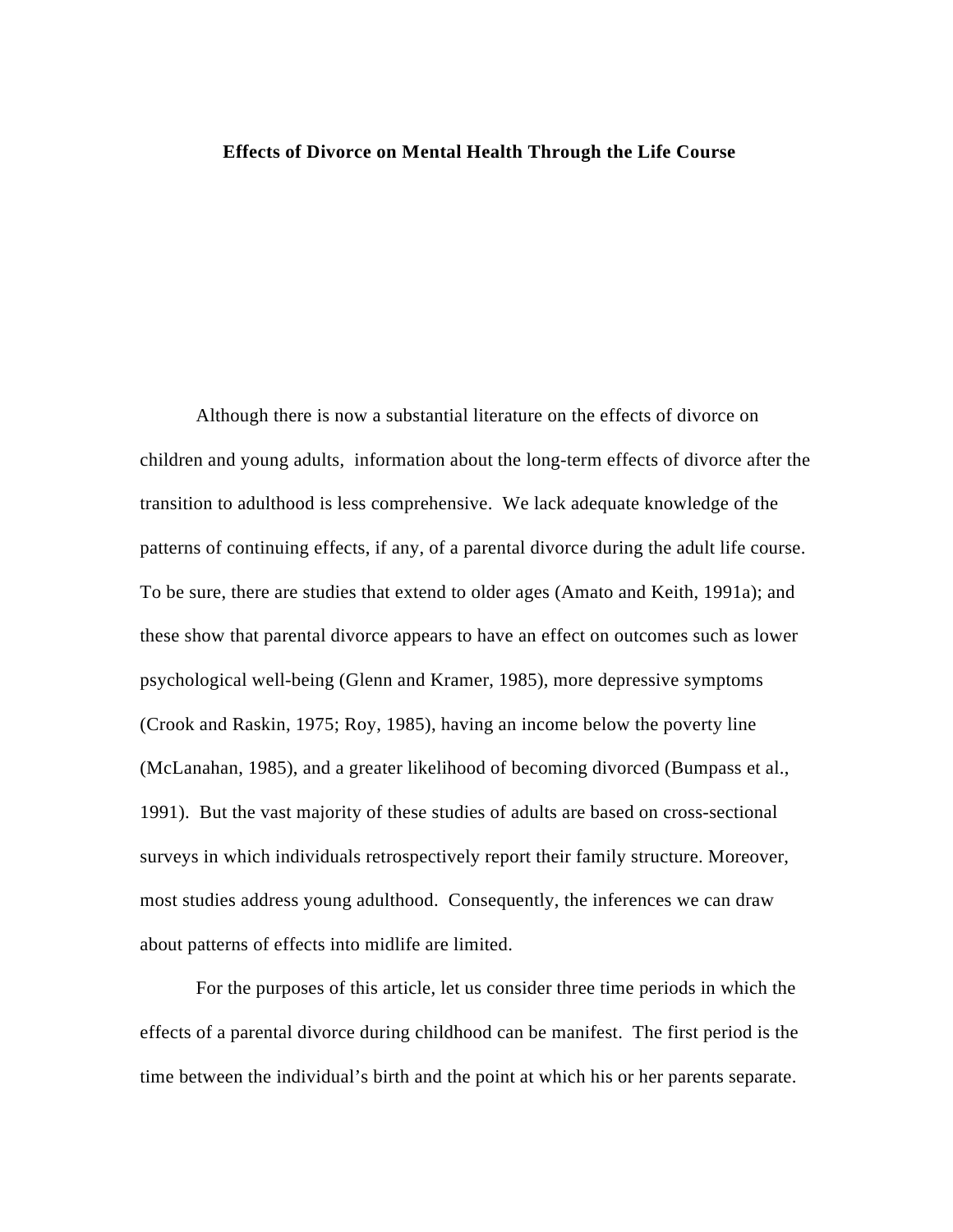**Effects of Divorce on Mental Health Through the Life Course**

Although there is now a substantial literature on the effects of divorce on children and young adults, information about the long-term effects of divorce after the transition to adulthood is less comprehensive. We lack adequate knowledge of the patterns of continuing effects, if any, of a parental divorce during the adult life course. To be sure, there are studies that extend to older ages (Amato and Keith, 1991a); and these show that parental divorce appears to have an effect on outcomes such as lower psychological well-being (Glenn and Kramer, 1985), more depressive symptoms (Crook and Raskin, 1975; Roy, 1985), having an income below the poverty line (McLanahan, 1985), and a greater likelihood of becoming divorced (Bumpass et al., 1991). But the vast majority of these studies of adults are based on cross-sectional surveys in which individuals retrospectively report their family structure. Moreover, most studies address young adulthood. Consequently, the inferences we can draw about patterns of effects into midlife are limited.

For the purposes of this article, let us consider three time periods in which the effects of a parental divorce during childhood can be manifest. The first period is the time between the individual's birth and the point at which his or her parents separate.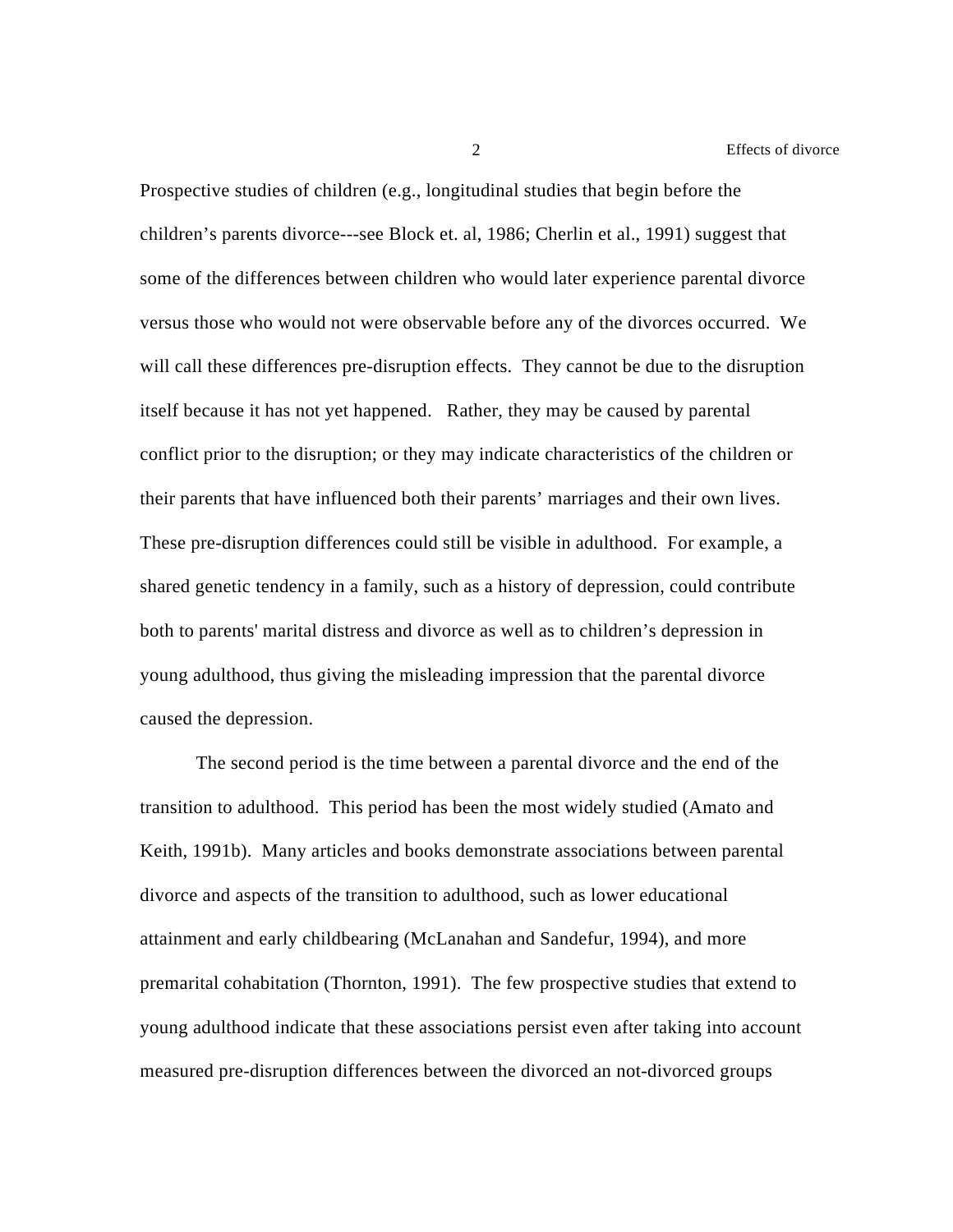Prospective studies of children (e.g., longitudinal studies that begin before the children's parents divorce---see Block et. al, 1986; Cherlin et al., 1991) suggest that some of the differences between children who would later experience parental divorce versus those who would not were observable before any of the divorces occurred. We will call these differences pre-disruption effects. They cannot be due to the disruption itself because it has not yet happened. Rather, they may be caused by parental conflict prior to the disruption; or they may indicate characteristics of the children or their parents that have influenced both their parents' marriages and their own lives. These pre-disruption differences could still be visible in adulthood. For example, a shared genetic tendency in a family, such as a history of depression, could contribute both to parents' marital distress and divorce as well as to children's depression in young adulthood, thus giving the misleading impression that the parental divorce caused the depression.

The second period is the time between a parental divorce and the end of the transition to adulthood. This period has been the most widely studied (Amato and Keith, 1991b). Many articles and books demonstrate associations between parental divorce and aspects of the transition to adulthood, such as lower educational attainment and early childbearing (McLanahan and Sandefur, 1994), and more premarital cohabitation (Thornton, 1991). The few prospective studies that extend to young adulthood indicate that these associations persist even after taking into account measured pre-disruption differences between the divorced an not-divorced groups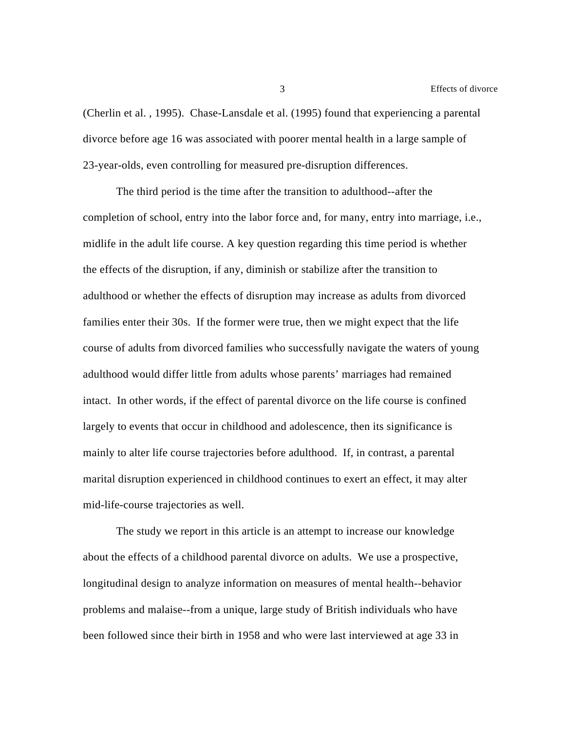(Cherlin et al. , 1995). Chase-Lansdale et al. (1995) found that experiencing a parental divorce before age 16 was associated with poorer mental health in a large sample of 23-year-olds, even controlling for measured pre-disruption differences.

The third period is the time after the transition to adulthood--after the completion of school, entry into the labor force and, for many, entry into marriage, i.e., midlife in the adult life course. A key question regarding this time period is whether the effects of the disruption, if any, diminish or stabilize after the transition to adulthood or whether the effects of disruption may increase as adults from divorced families enter their 30s. If the former were true, then we might expect that the life course of adults from divorced families who successfully navigate the waters of young adulthood would differ little from adults whose parents' marriages had remained intact. In other words, if the effect of parental divorce on the life course is confined largely to events that occur in childhood and adolescence, then its significance is mainly to alter life course trajectories before adulthood. If, in contrast, a parental marital disruption experienced in childhood continues to exert an effect, it may alter mid-life-course trajectories as well.

The study we report in this article is an attempt to increase our knowledge about the effects of a childhood parental divorce on adults. We use a prospective, longitudinal design to analyze information on measures of mental health--behavior problems and malaise--from a unique, large study of British individuals who have been followed since their birth in 1958 and who were last interviewed at age 33 in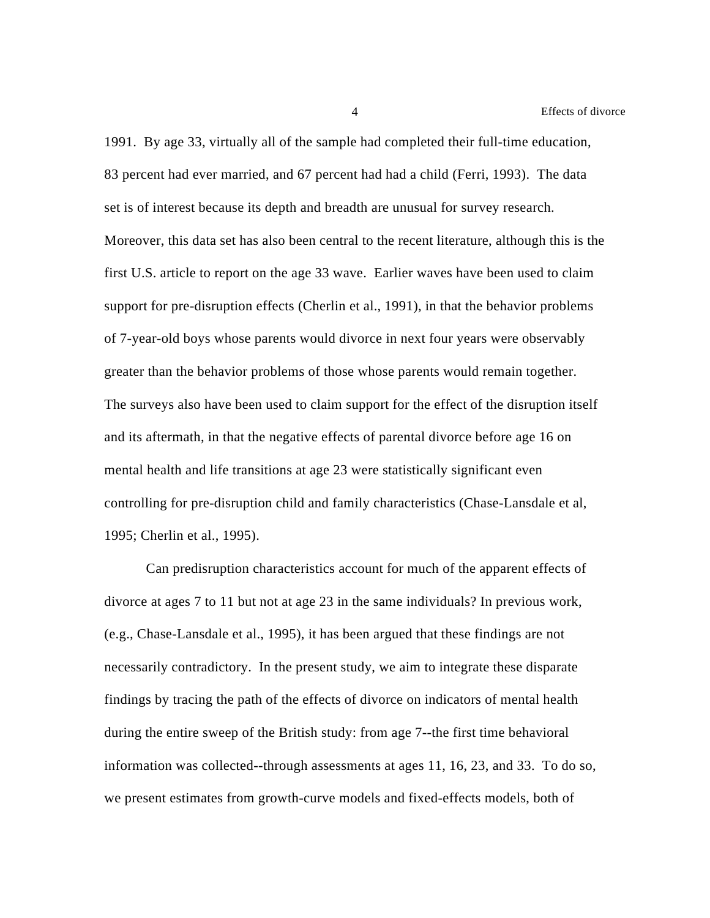1991. By age 33, virtually all of the sample had completed their full-time education, 83 percent had ever married, and 67 percent had had a child (Ferri, 1993). The data set is of interest because its depth and breadth are unusual for survey research. Moreover, this data set has also been central to the recent literature, although this is the first U.S. article to report on the age 33 wave. Earlier waves have been used to claim support for pre-disruption effects (Cherlin et al., 1991), in that the behavior problems of 7-year-old boys whose parents would divorce in next four years were observably greater than the behavior problems of those whose parents would remain together. The surveys also have been used to claim support for the effect of the disruption itself and its aftermath, in that the negative effects of parental divorce before age 16 on mental health and life transitions at age 23 were statistically significant even controlling for pre-disruption child and family characteristics (Chase-Lansdale et al, 1995; Cherlin et al., 1995).

Can predisruption characteristics account for much of the apparent effects of divorce at ages 7 to 11 but not at age 23 in the same individuals? In previous work, (e.g., Chase-Lansdale et al., 1995), it has been argued that these findings are not necessarily contradictory. In the present study, we aim to integrate these disparate findings by tracing the path of the effects of divorce on indicators of mental health during the entire sweep of the British study: from age 7--the first time behavioral information was collected--through assessments at ages 11, 16, 23, and 33. To do so, we present estimates from growth-curve models and fixed-effects models, both of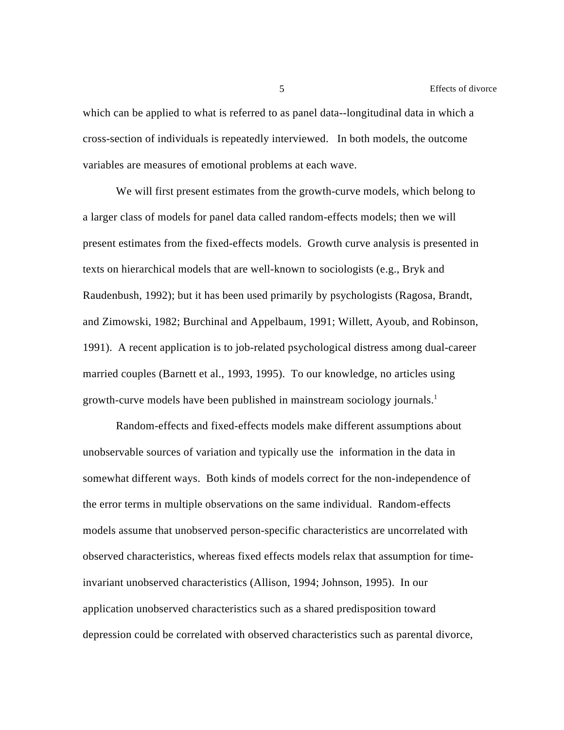which can be applied to what is referred to as panel data--longitudinal data in which a cross-section of individuals is repeatedly interviewed. In both models, the outcome variables are measures of emotional problems at each wave.

We will first present estimates from the growth-curve models, which belong to a larger class of models for panel data called random-effects models; then we will present estimates from the fixed-effects models. Growth curve analysis is presented in texts on hierarchical models that are well-known to sociologists (e.g., Bryk and Raudenbush, 1992); but it has been used primarily by psychologists (Ragosa, Brandt, and Zimowski, 1982; Burchinal and Appelbaum, 1991; Willett, Ayoub, and Robinson, 1991). A recent application is to job-related psychological distress among dual-career married couples (Barnett et al., 1993, 1995). To our knowledge, no articles using growth-curve models have been published in mainstream sociology journals.[1]

Random-effects and fixed-effects models make different assumptions about unobservable sources of variation and typically use the information in the data in somewhat different ways. Both kinds of models correct for the non-independence of the error terms in multiple observations on the same individual. Random-effects models assume that unobserved person-specific characteristics are uncorrelated with observed characteristics, whereas fixed effects models relax that assumption for time-invariant unobserved characteristics (Allison, 1994; Johnson, 1995). In our application unobserved characteristics such as a shared predisposition toward depression could be correlated with observed characteristics such as parental divorce,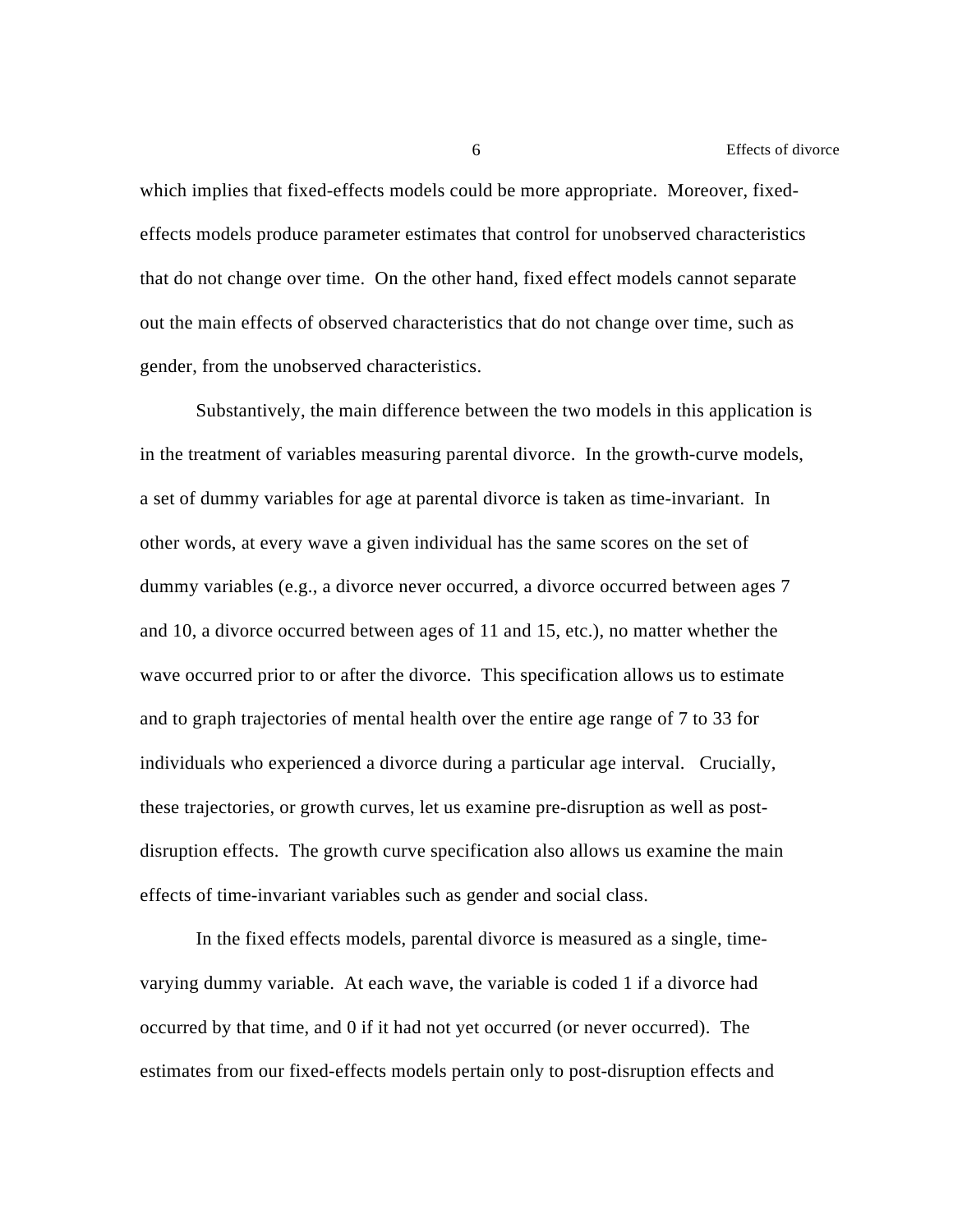which implies that fixed-effects models could be more appropriate. Moreover, fixed-effects models produce parameter estimates that control for unobserved characteristics that do not change over time. On the other hand, fixed effect models cannot separate out the main effects of observed characteristics that do not change over time, such as gender, from the unobserved characteristics.

Substantively, the main difference between the two models in this application is in the treatment of variables measuring parental divorce. In the growth-curve models, a set of dummy variables for age at parental divorce is taken as time-invariant. In other words, at every wave a given individual has the same scores on the set of dummy variables (e.g., a divorce never occurred, a divorce occurred between ages 7 and 10, a divorce occurred between ages of 11 and 15, etc.), no matter whether the wave occurred prior to or after the divorce. This specification allows us to estimate and to graph trajectories of mental health over the entire age range of 7 to 33 for individuals who experienced a divorce during a particular age interval. Crucially, these trajectories, or growth curves, let us examine pre-disruption as well as post-disruption effects. The growth curve specification also allows us examine the main effects of time-invariant variables such as gender and social class.

In the fixed effects models, parental divorce is measured as a single, time-varying dummy variable. At each wave, the variable is coded 1 if a divorce had occurred by that time, and 0 if it had not yet occurred (or never occurred). The estimates from our fixed-effects models pertain only to post-disruption effects and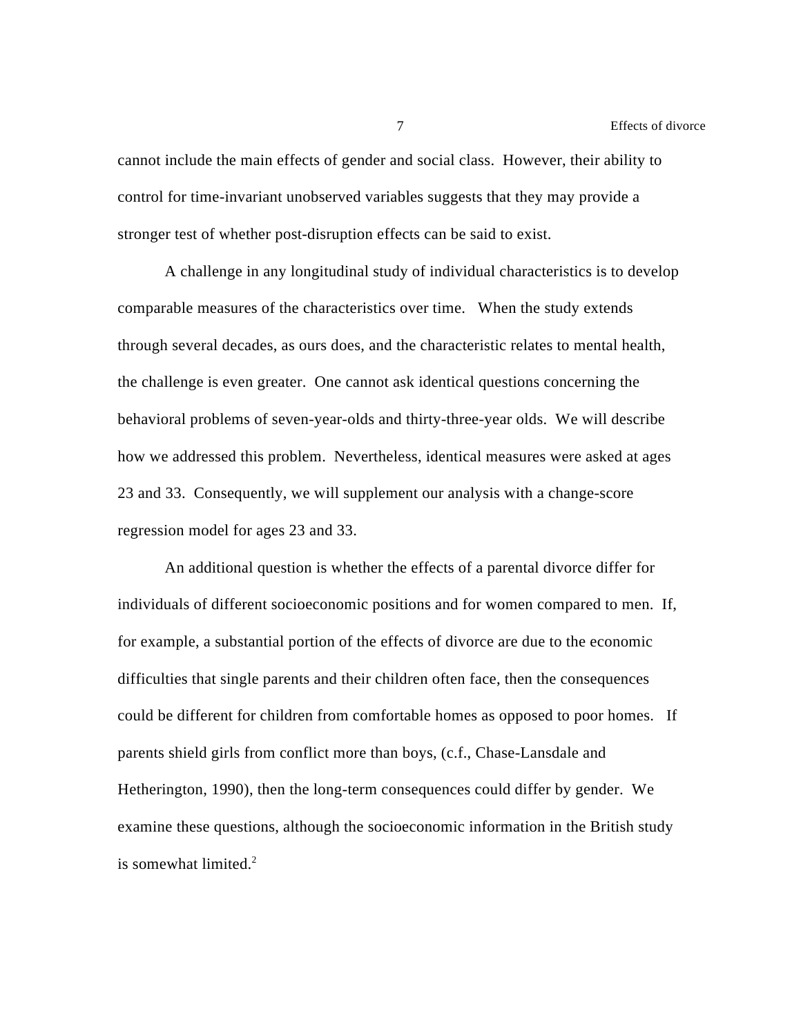cannot include the main effects of gender and social class. However, their ability to control for time-invariant unobserved variables suggests that they may provide a stronger test of whether post-disruption effects can be said to exist.

A challenge in any longitudinal study of individual characteristics is to develop comparable measures of the characteristics over time. When the study extends through several decades, as ours does, and the characteristic relates to mental health, the challenge is even greater. One cannot ask identical questions concerning the behavioral problems of seven-year-olds and thirty-three-year olds. We will describe how we addressed this problem. Nevertheless, identical measures were asked at ages 23 and 33. Consequently, we will supplement our analysis with a change-score regression model for ages 23 and 33.

An additional question is whether the effects of a parental divorce differ for individuals of different socioeconomic positions and for women compared to men. If, for example, a substantial portion of the effects of divorce are due to the economic difficulties that single parents and their children often face, then the consequences could be different for children from comfortable homes as opposed to poor homes. If parents shield girls from conflict more than boys, (c.f., Chase-Lansdale and Hetherington, 1990), then the long-term consequences could differ by gender. We examine these questions, although the socioeconomic information in the British study is somewhat limited.[2]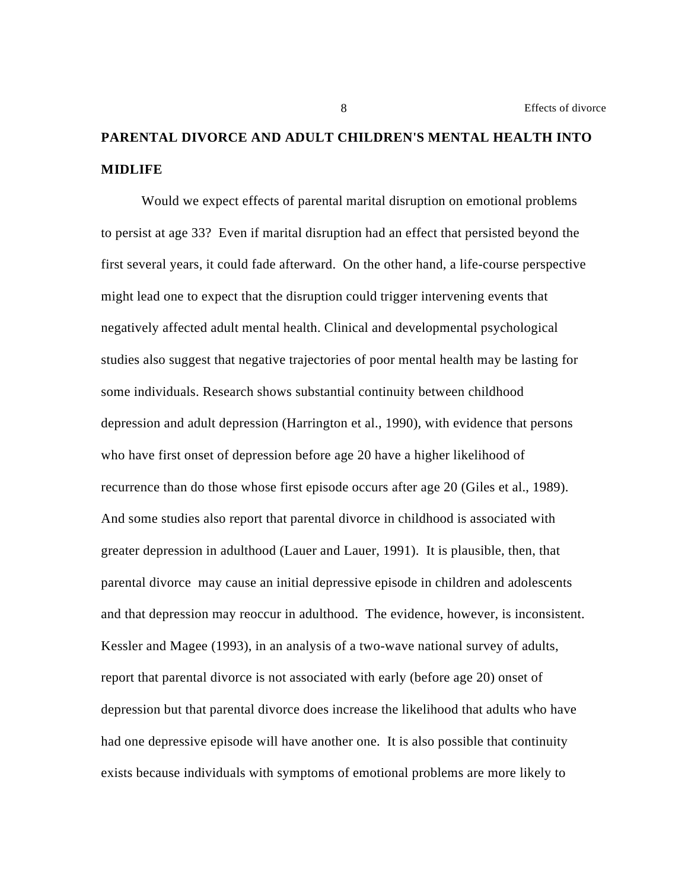## PARENTAL DIVORCE AND ADULT CHILDREN'S MENTAL HEALTH INTO MIDLIFE

Would we expect effects of parental marital disruption on emotional problems to persist at age 33? Even if marital disruption had an effect that persisted beyond the first several years, it could fade afterward. On the other hand, a life-course perspective might lead one to expect that the disruption could trigger intervening events that negatively affected adult mental health. Clinical and developmental psychological studies also suggest that negative trajectories of poor mental health may be lasting for some individuals. Research shows substantial continuity between childhood depression and adult depression (Harrington et al., 1990), with evidence that persons who have first onset of depression before age 20 have a higher likelihood of recurrence than do those whose first episode occurs after age 20 (Giles et al., 1989). And some studies also report that parental divorce in childhood is associated with greater depression in adulthood (Lauer and Lauer, 1991). It is plausible, then, that parental divorce may cause an initial depressive episode in children and adolescents and that depression may reoccur in adulthood. The evidence, however, is inconsistent. Kessler and Magee (1993), in an analysis of a two-wave national survey of adults, report that parental divorce is not associated with early (before age 20) onset of depression but that parental divorce does increase the likelihood that adults who have had one depressive episode will have another one. It is also possible that continuity exists because individuals with symptoms of emotional problems are more likely to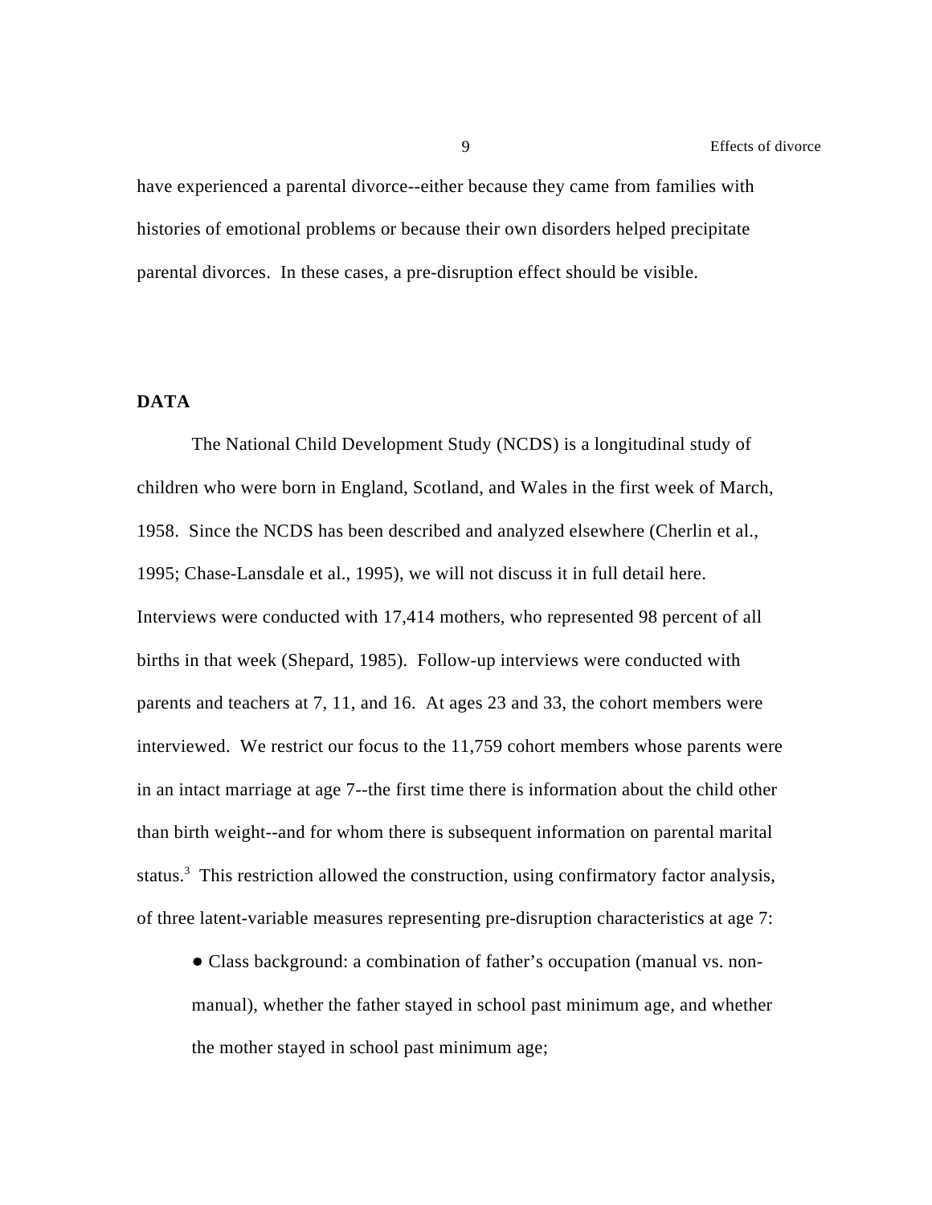have experienced a parental divorce--either because they came from families with histories of emotional problems or because their own disorders helped precipitate parental divorces. In these cases, a pre-disruption effect should be visible.

## DATA

The National Child Development Study (NCDS) is a longitudinal study of children who were born in England, Scotland, and Wales in the first week of March, 1958. Since the NCDS has been described and analyzed elsewhere (Cherlin et al., 1995; Chase-Lansdale et al., 1995), we will not discuss it in full detail here. Interviews were conducted with 17,414 mothers, who represented 98 percent of all births in that week (Shepard, 1985). Follow-up interviews were conducted with parents and teachers at 7, 11, and 16. At ages 23 and 33, the cohort members were interviewed. We restrict our focus to the 11,759 cohort members whose parents were in an intact marriage at age 7--the first time there is information about the child other than birth weight--and for whom there is subsequent information on parental marital status.[3] This restriction allowed the construction, using confirmatory factor analysis, of three latent-variable measures representing pre-disruption characteristics at age 7:

- Class background: a combination of father's occupation (manual vs. non-manual), whether the father stayed in school past minimum age, and whether the mother stayed in school past minimum age;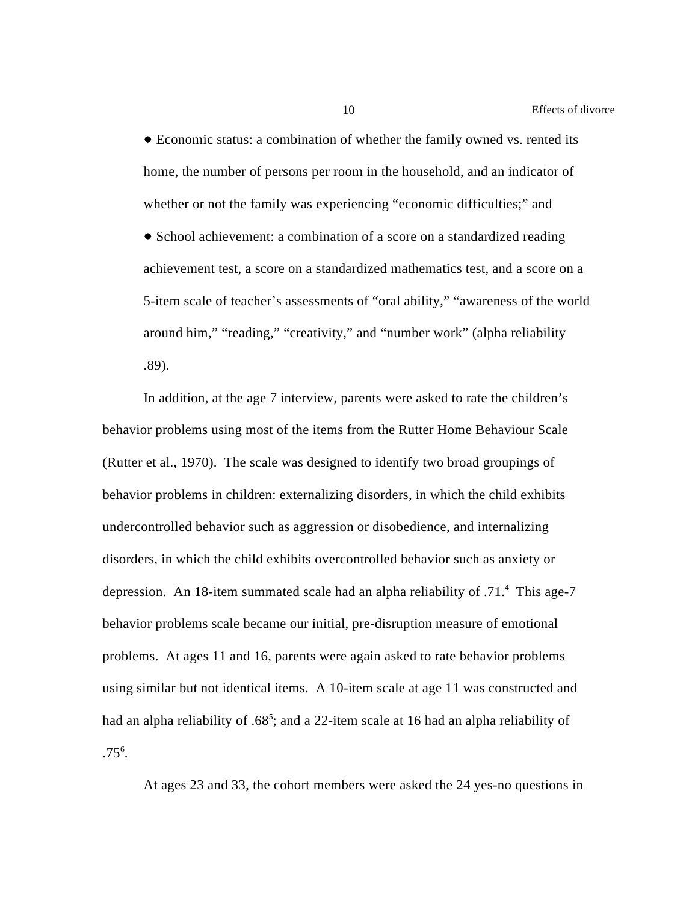- Economic status: a combination of whether the family owned vs. rented its home, the number of persons per room in the household, and an indicator of whether or not the family was experiencing “economic difficulties;” and
- School achievement: a combination of a score on a standardized reading achievement test, a score on a standardized mathematics test, and a score on a 5-item scale of teacher’s assessments of “oral ability,” “awareness of the world around him,” “reading,” “creativity,” and “number work” (alpha reliability .89).

In addition, at the age 7 interview, parents were asked to rate the children’s behavior problems using most of the items from the Rutter Home Behaviour Scale (Rutter et al., 1970). The scale was designed to identify two broad groupings of behavior problems in children: externalizing disorders, in which the child exhibits undercontrolled behavior such as aggression or disobedience, and internalizing disorders, in which the child exhibits overcontrolled behavior such as anxiety or depression. An 18-item summated scale had an alpha reliability of .71.[4] This age-7 behavior problems scale became our initial, pre-disruption measure of emotional problems. At ages 11 and 16, parents were again asked to rate behavior problems using similar but not identical items. A 10-item scale at age 11 was constructed and had an alpha reliability of .68[5]; and a 22-item scale at 16 had an alpha reliability of .75[6].

At ages 23 and 33, the cohort members were asked the 24 yes-no questions in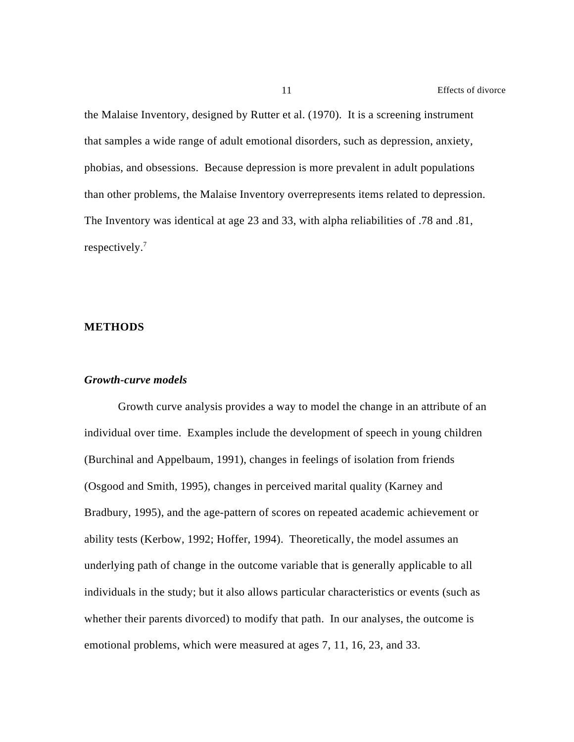the Malaise Inventory, designed by Rutter et al. (1970). It is a screening instrument that samples a wide range of adult emotional disorders, such as depression, anxiety, phobias, and obsessions. Because depression is more prevalent in adult populations than other problems, the Malaise Inventory overrepresents items related to depression. The Inventory was identical at age 23 and 33, with alpha reliabilities of .78 and .81, respectively.[7]

## METHODS

### *Growth-curve models*

Growth curve analysis provides a way to model the change in an attribute of an individual over time. Examples include the development of speech in young children (Burchinal and Appelbaum, 1991), changes in feelings of isolation from friends (Osgood and Smith, 1995), changes in perceived marital quality (Karney and Bradbury, 1995), and the age-pattern of scores on repeated academic achievement or ability tests (Kerbow, 1992; Hoffer, 1994). Theoretically, the model assumes an underlying path of change in the outcome variable that is generally applicable to all individuals in the study; but it also allows particular characteristics or events (such as whether their parents divorced) to modify that path. In our analyses, the outcome is emotional problems, which were measured at ages 7, 11, 16, 23, and 33.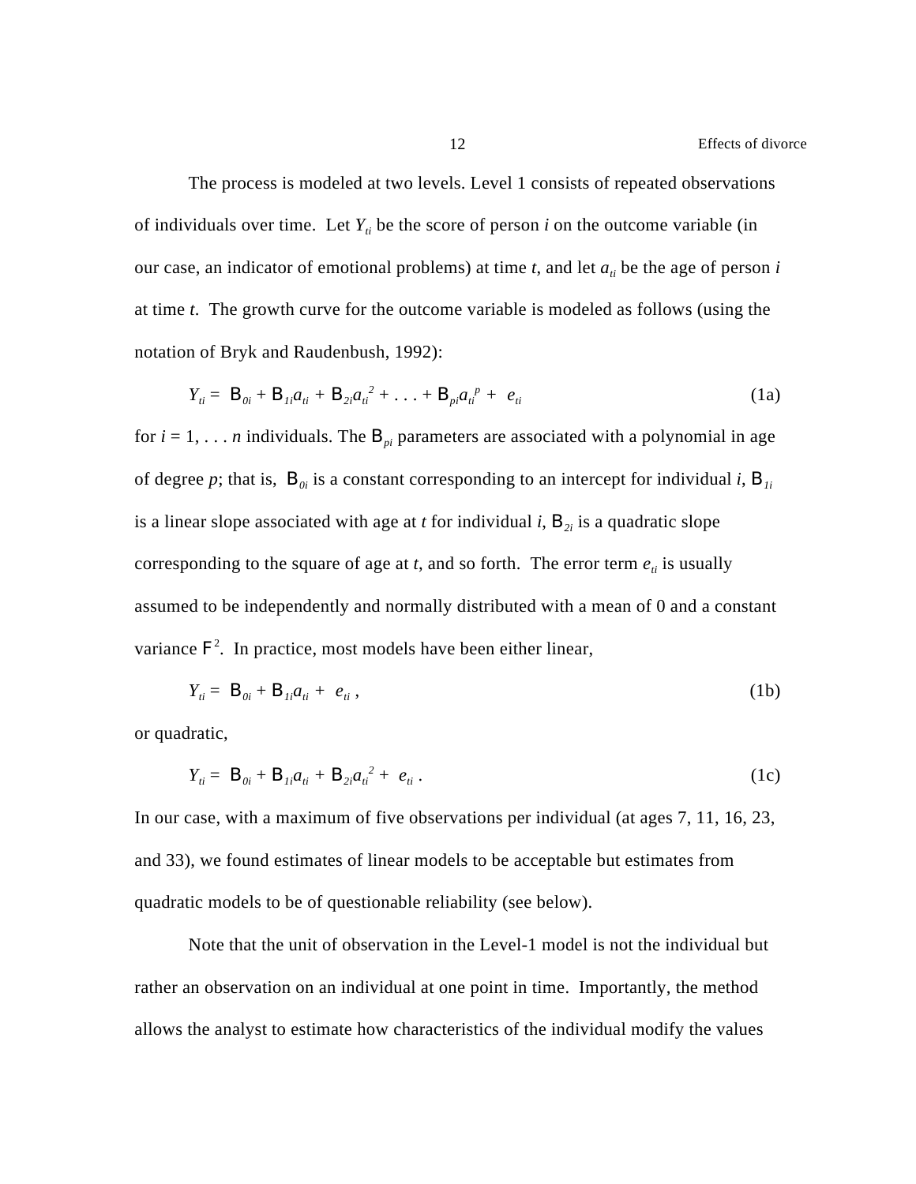The process is modeled at two levels. Level 1 consists of repeated observations of individuals over time. Let $Y_{ti}$ be the score of person $i$ on the outcome variable (in our case, an indicator of emotional problems) at time $t$, and let $a_{ti}$ be the age of person $i$ at time $t$. The growth curve for the outcome variable is modeled as follows (using the notation of Bryk and Raudenbush, 1992):

$$Y_{ti} = \beta_{0i} + \beta_{1i}a_{ti} + \beta_{2i}a_{ti}^2 + \ldots + \beta_{pi}a_{ti}^p + e_{ti} \tag{1a}$$

for $i = 1, \ldots n$ individuals. The $\beta_{pi}$ parameters are associated with a polynomial in age of degree $p$; that is, $\beta_{0i}$ is a constant corresponding to an intercept for individual $i$, $\beta_{1i}$ is a linear slope associated with age at $t$ for individual $i$, $\beta_{2i}$ is a quadratic slope corresponding to the square of age at $t$, and so forth. The error term $e_{ti}$ is usually assumed to be independently and normally distributed with a mean of 0 and a constant variance $\sigma^2$. In practice, most models have been either linear,

$$Y_{ti} = \beta_{0i} + \beta_{1i}a_{ti} + e_{ti} \,, \tag{1b}$$

or quadratic,

$$Y_{ti} = \beta_{0i} + \beta_{1i}a_{ti} + \beta_{2i}a_{ti}^2 + e_{ti} \,. \tag{1c}$$

In our case, with a maximum of five observations per individual (at ages 7, 11, 16, 23, and 33), we found estimates of linear models to be acceptable but estimates from quadratic models to be of questionable reliability (see below).

Note that the unit of observation in the Level-1 model is not the individual but rather an observation on an individual at one point in time. Importantly, the method allows the analyst to estimate how characteristics of the individual modify the values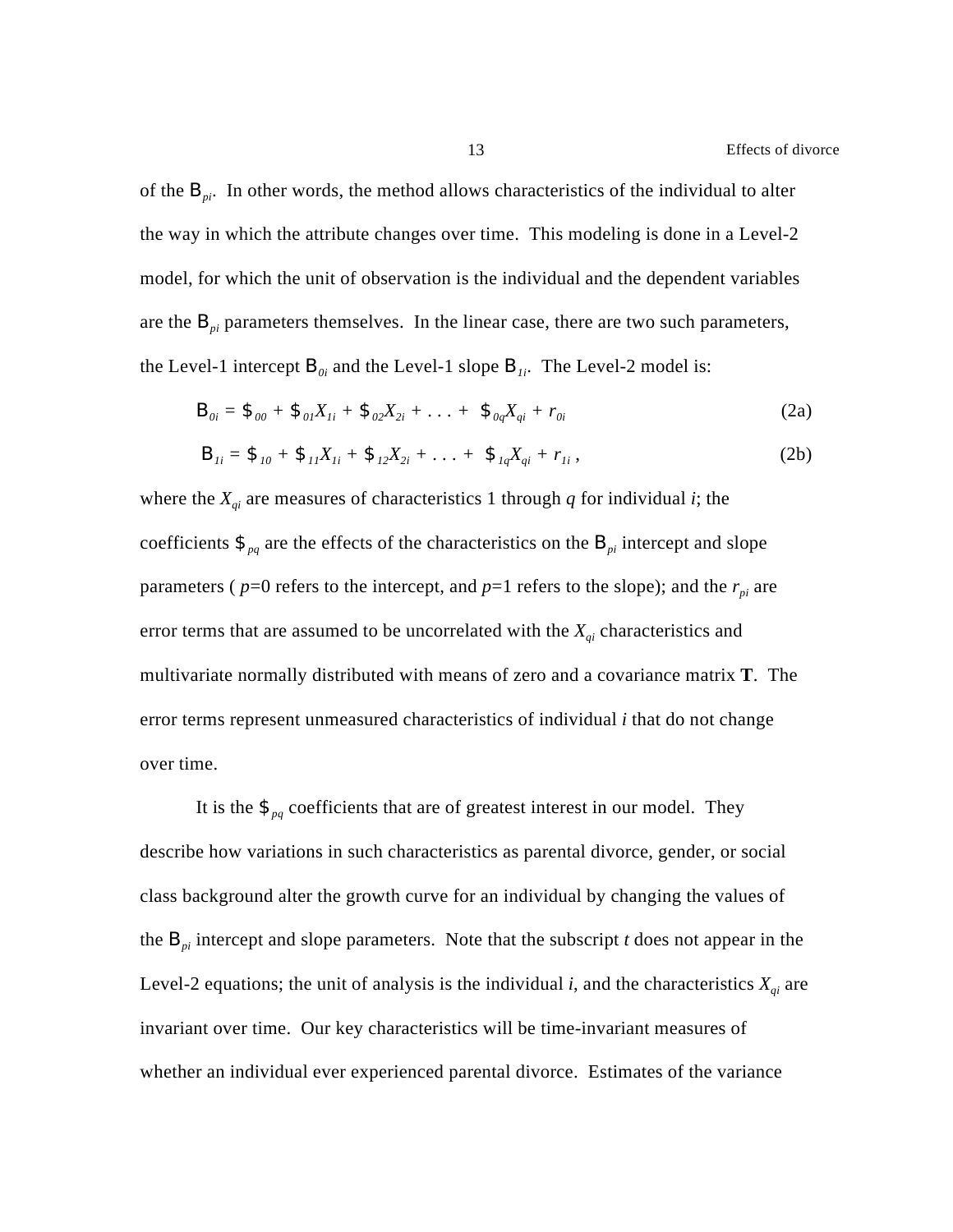of the $\pi_{pi}$. In other words, the method allows characteristics of the individual to alter the way in which the attribute changes over time. This modeling is done in a Level-2 model, for which the unit of observation is the individual and the dependent variables are the $\pi_{pi}$ parameters themselves. In the linear case, there are two such parameters, the Level-1 intercept $\pi_{0i}$ and the Level-1 slope $\pi_{1i}$. The Level-2 model is:

$$\pi_{0i} = \beta_{00} + \beta_{01}X_{1i} + \beta_{02}X_{2i} + \ldots + \beta_{0q}X_{qi} + r_{0i} \tag{2a}$$

$$\pi_{1i} = \beta_{10} + \beta_{11}X_{1i} + \beta_{12}X_{2i} + \ldots + \beta_{1q}X_{qi} + r_{1i}\ , \tag{2b}$$

where the $X_{qi}$ are measures of characteristics 1 through $q$ for individual $i$; the coefficients $\beta_{pq}$ are the effects of the characteristics on the $\pi_{pi}$ intercept and slope parameters ( $p$=0 refers to the intercept, and $p$=1 refers to the slope); and the $r_{pi}$ are error terms that are assumed to be uncorrelated with the $X_{qi}$ characteristics and multivariate normally distributed with means of zero and a covariance matrix **T**. The error terms represent unmeasured characteristics of individual $i$ that do not change over time.

It is the $\beta_{pq}$ coefficients that are of greatest interest in our model. They describe how variations in such characteristics as parental divorce, gender, or social class background alter the growth curve for an individual by changing the values of the $\pi_{pi}$ intercept and slope parameters. Note that the subscript $t$ does not appear in the Level-2 equations; the unit of analysis is the individual $i$, and the characteristics $X_{qi}$ are invariant over time. Our key characteristics will be time-invariant measures of whether an individual ever experienced parental divorce. Estimates of the variance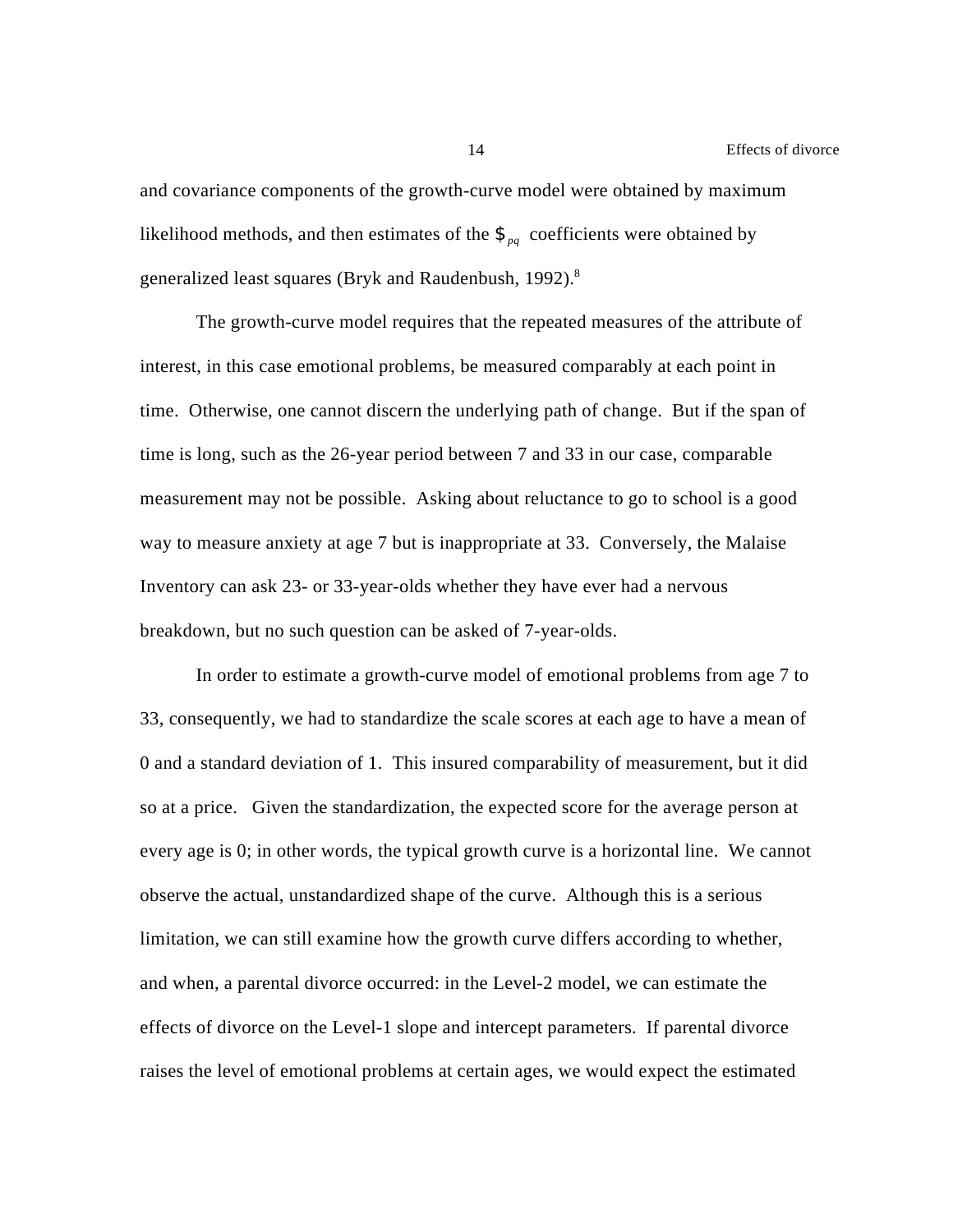and covariance components of the growth-curve model were obtained by maximum likelihood methods, and then estimates of the $\beta_{pq}$ coefficients were obtained by generalized least squares (Bryk and Raudenbush, 1992).[8]

The growth-curve model requires that the repeated measures of the attribute of interest, in this case emotional problems, be measured comparably at each point in time. Otherwise, one cannot discern the underlying path of change. But if the span of time is long, such as the 26-year period between 7 and 33 in our case, comparable measurement may not be possible. Asking about reluctance to go to school is a good way to measure anxiety at age 7 but is inappropriate at 33. Conversely, the Malaise Inventory can ask 23- or 33-year-olds whether they have ever had a nervous breakdown, but no such question can be asked of 7-year-olds.

In order to estimate a growth-curve model of emotional problems from age 7 to 33, consequently, we had to standardize the scale scores at each age to have a mean of 0 and a standard deviation of 1. This insured comparability of measurement, but it did so at a price. Given the standardization, the expected score for the average person at every age is 0; in other words, the typical growth curve is a horizontal line. We cannot observe the actual, unstandardized shape of the curve. Although this is a serious limitation, we can still examine how the growth curve differs according to whether, and when, a parental divorce occurred: in the Level-2 model, we can estimate the effects of divorce on the Level-1 slope and intercept parameters. If parental divorce raises the level of emotional problems at certain ages, we would expect the estimated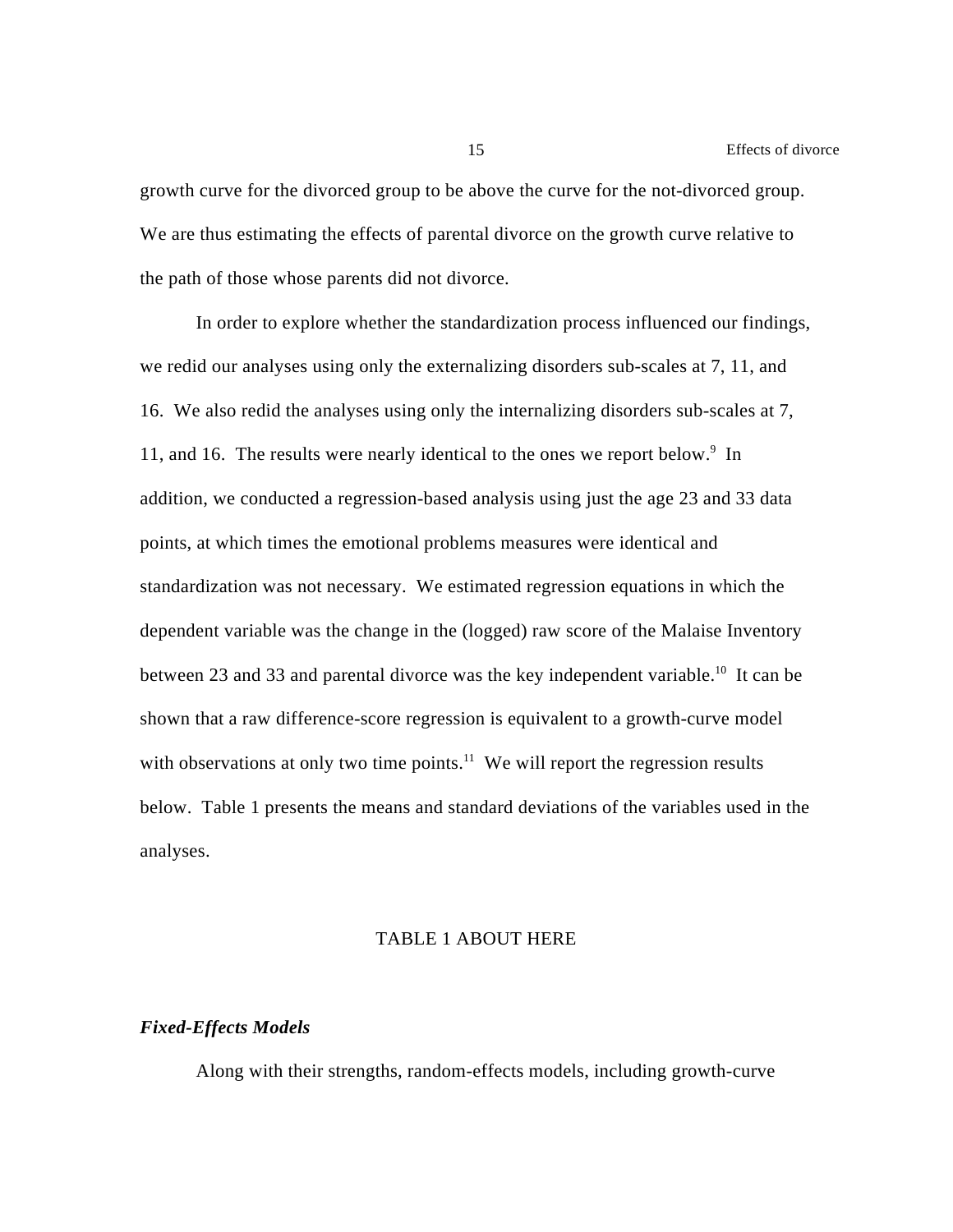growth curve for the divorced group to be above the curve for the not-divorced group. We are thus estimating the effects of parental divorce on the growth curve relative to the path of those whose parents did not divorce.

In order to explore whether the standardization process influenced our findings, we redid our analyses using only the externalizing disorders sub-scales at 7, 11, and 16. We also redid the analyses using only the internalizing disorders sub-scales at 7, 11, and 16. The results were nearly identical to the ones we report below.[9] In addition, we conducted a regression-based analysis using just the age 23 and 33 data points, at which times the emotional problems measures were identical and standardization was not necessary. We estimated regression equations in which the dependent variable was the change in the (logged) raw score of the Malaise Inventory between 23 and 33 and parental divorce was the key independent variable.[10] It can be shown that a raw difference-score regression is equivalent to a growth-curve model with observations at only two time points.[11] We will report the regression results below. Table 1 presents the means and standard deviations of the variables used in the analyses.

TABLE 1 ABOUT HERE

### ***Fixed-Effects Models***

Along with their strengths, random-effects models, including growth-curve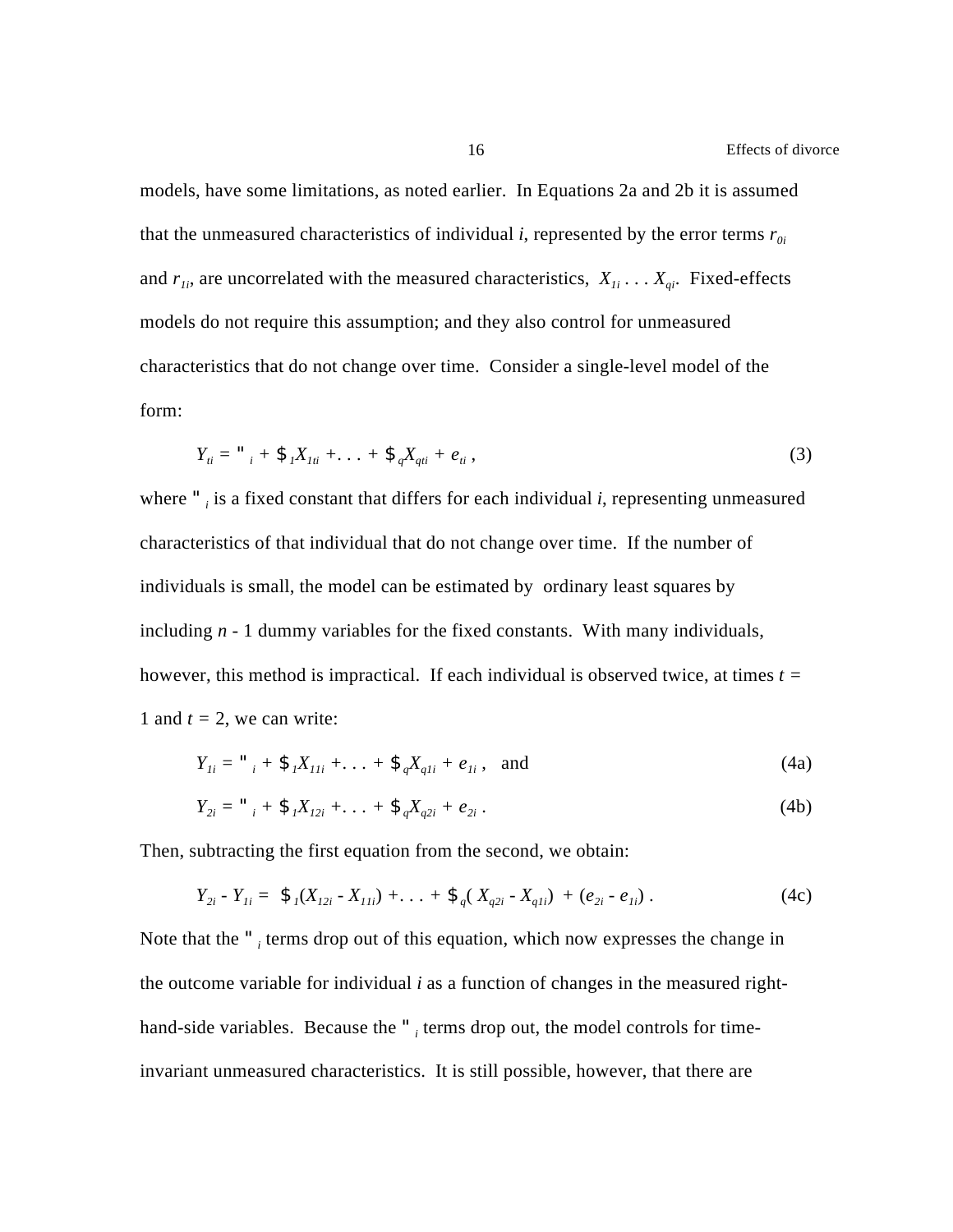models, have some limitations, as noted earlier. In Equations 2a and 2b it is assumed that the unmeasured characteristics of individual *i*, represented by the error terms $r_{0i}$ and $r_{1i}$, are uncorrelated with the measured characteristics, $X_{1i} \ldots X_{qi}$. Fixed-effects models do not require this assumption; and they also control for unmeasured characteristics that do not change over time. Consider a single-level model of the form:

$$Y_{ti} = \alpha_i + \beta_1 X_{1ti} + \ldots + \beta_q X_{qti} + e_{ti} \,, \tag{3}$$

where $\alpha_i$ is a fixed constant that differs for each individual *i*, representing unmeasured characteristics of that individual that do not change over time. If the number of individuals is small, the model can be estimated by ordinary least squares by including $n$ - 1 dummy variables for the fixed constants. With many individuals, however, this method is impractical. If each individual is observed twice, at times $t$ = 1 and $t$ = 2, we can write:

$$Y_{1i} = \alpha_i + \beta_1 X_{11i} + \ldots + \beta_q X_{q1i} + e_{1i} \,, \quad \text{and} \tag{4a}$$

$$Y_{2i} = \alpha_i + \beta_1 X_{12i} + \ldots + \beta_q X_{q2i} + e_{2i} \,. \tag{4b}$$

Then, subtracting the first equation from the second, we obtain:

$$Y_{2i} - Y_{1i} = \beta_1 (X_{12i} - X_{11i}) + \ldots + \beta_q (X_{q2i} - X_{q1i}) + (e_{2i} - e_{1i}) \,. \tag{4c}$$

Note that the $\alpha_i$ terms drop out of this equation, which now expresses the change in the outcome variable for individual *i* as a function of changes in the measured right-hand-side variables. Because the $\alpha_i$ terms drop out, the model controls for time-invariant unmeasured characteristics. It is still possible, however, that there are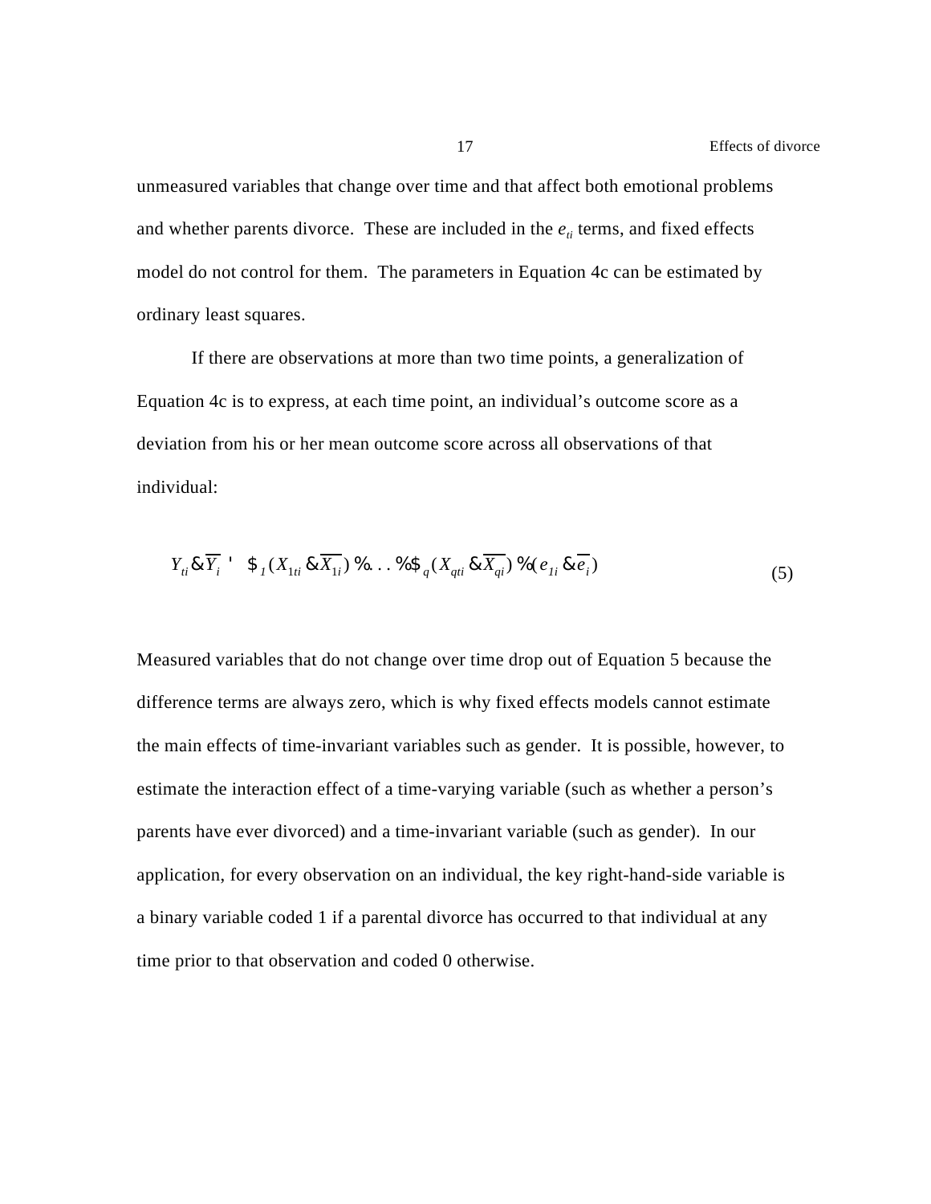unmeasured variables that change over time and that affect both emotional problems and whether parents divorce. These are included in the $e_{ti}$ terms, and fixed effects model do not control for them. The parameters in Equation 4c can be estimated by ordinary least squares.

If there are observations at more than two time points, a generalization of Equation 4c is to express, at each time point, an individual's outcome score as a deviation from his or her mean outcome score across all observations of that individual:

$$Y_{ti} - \overline{Y_i} = \beta_1 (X_{1ti} - \overline{X_{1i}}) + \ldots + \beta_q (X_{qti} - \overline{X_{qi}}) + (e_{1i} - \overline{e_i}) \tag{5}$$

Measured variables that do not change over time drop out of Equation 5 because the difference terms are always zero, which is why fixed effects models cannot estimate the main effects of time-invariant variables such as gender. It is possible, however, to estimate the interaction effect of a time-varying variable (such as whether a person's parents have ever divorced) and a time-invariant variable (such as gender). In our application, for every observation on an individual, the key right-hand-side variable is a binary variable coded 1 if a parental divorce has occurred to that individual at any time prior to that observation and coded 0 otherwise.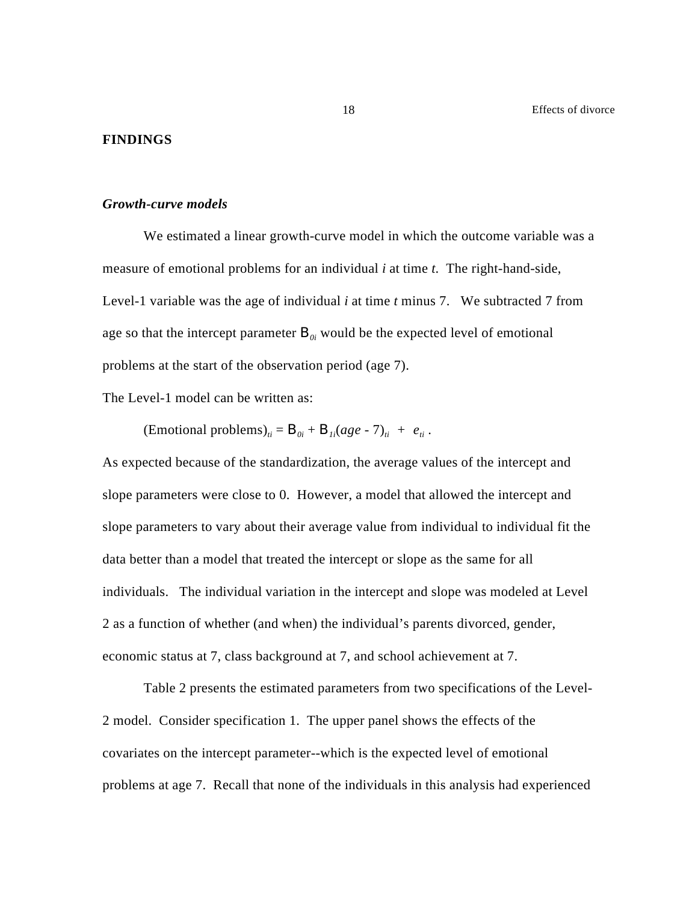**FINDINGS**

***Growth-curve models***

We estimated a linear growth-curve model in which the outcome variable was a measure of emotional problems for an individual *i* at time *t*. The right-hand-side, Level-1 variable was the age of individual *i* at time *t* minus 7. We subtracted 7 from age so that the intercept parameter $B_{0i}$ would be the expected level of emotional problems at the start of the observation period (age 7).

The Level-1 model can be written as:

$$(\text{Emotional problems})_{ti} = B_{0i} + B_{1i}(age - 7)_{ti} + e_{ti} .$$

As expected because of the standardization, the average values of the intercept and slope parameters were close to 0. However, a model that allowed the intercept and slope parameters to vary about their average value from individual to individual fit the data better than a model that treated the intercept or slope as the same for all individuals. The individual variation in the intercept and slope was modeled at Level 2 as a function of whether (and when) the individual's parents divorced, gender, economic status at 7, class background at 7, and school achievement at 7.

Table 2 presents the estimated parameters from two specifications of the Level-2 model. Consider specification 1. The upper panel shows the effects of the covariates on the intercept parameter--which is the expected level of emotional problems at age 7. Recall that none of the individuals in this analysis had experienced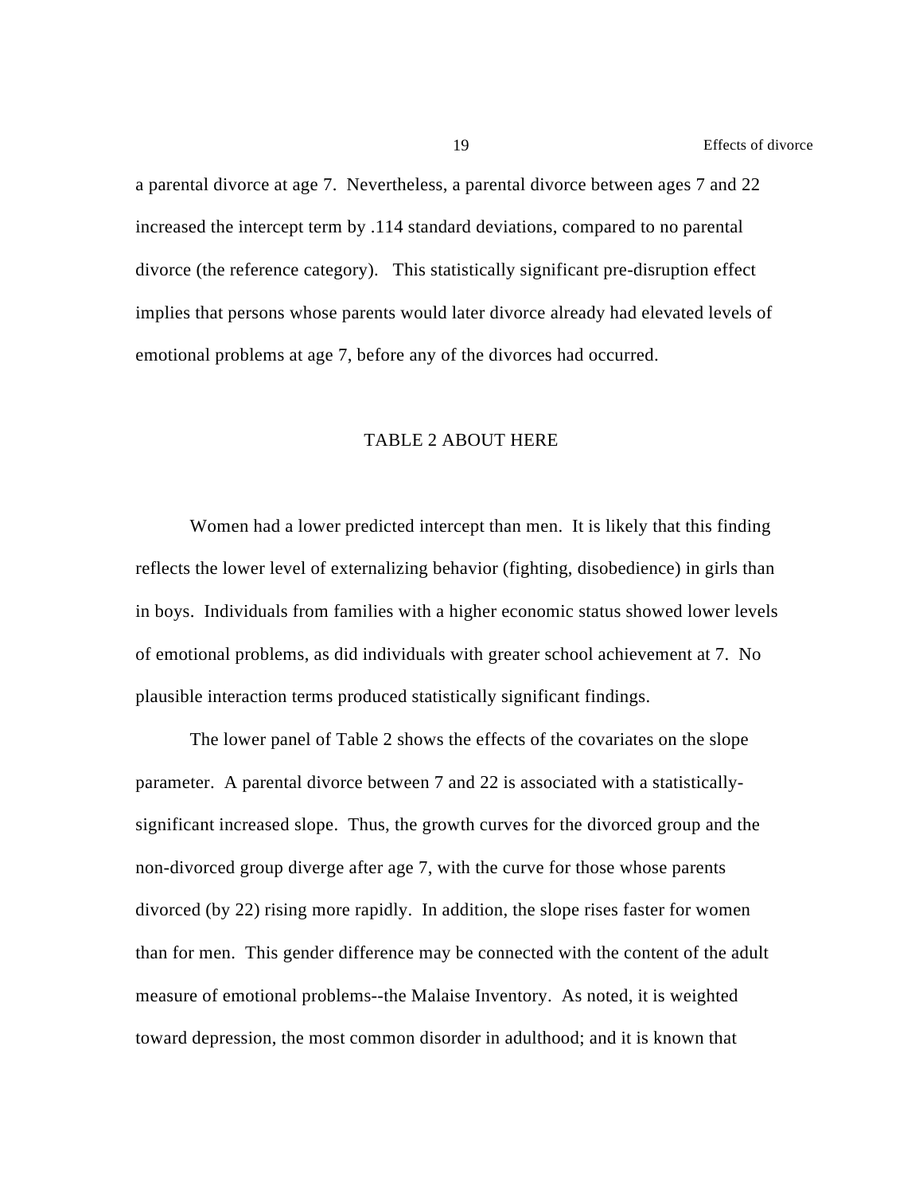a parental divorce at age 7. Nevertheless, a parental divorce between ages 7 and 22 increased the intercept term by .114 standard deviations, compared to no parental divorce (the reference category). This statistically significant pre-disruption effect implies that persons whose parents would later divorce already had elevated levels of emotional problems at age 7, before any of the divorces had occurred.

TABLE 2 ABOUT HERE

Women had a lower predicted intercept than men. It is likely that this finding reflects the lower level of externalizing behavior (fighting, disobedience) in girls than in boys. Individuals from families with a higher economic status showed lower levels of emotional problems, as did individuals with greater school achievement at 7. No plausible interaction terms produced statistically significant findings.

The lower panel of Table 2 shows the effects of the covariates on the slope parameter. A parental divorce between 7 and 22 is associated with a statistically-significant increased slope. Thus, the growth curves for the divorced group and the non-divorced group diverge after age 7, with the curve for those whose parents divorced (by 22) rising more rapidly. In addition, the slope rises faster for women than for men. This gender difference may be connected with the content of the adult measure of emotional problems--the Malaise Inventory. As noted, it is weighted toward depression, the most common disorder in adulthood; and it is known that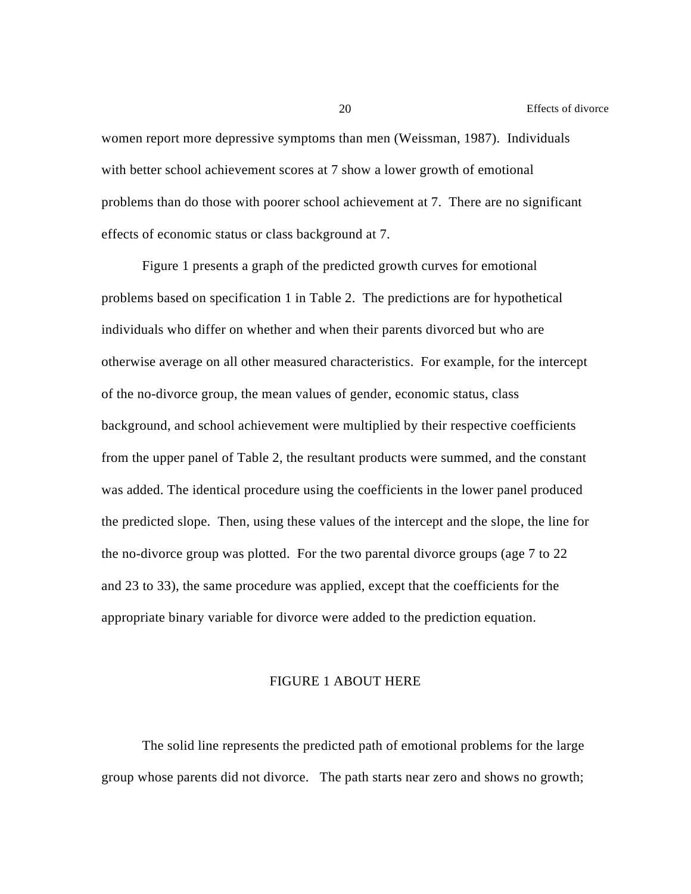women report more depressive symptoms than men (Weissman, 1987). Individuals with better school achievement scores at 7 show a lower growth of emotional problems than do those with poorer school achievement at 7. There are no significant effects of economic status or class background at 7.

Figure 1 presents a graph of the predicted growth curves for emotional problems based on specification 1 in Table 2. The predictions are for hypothetical individuals who differ on whether and when their parents divorced but who are otherwise average on all other measured characteristics. For example, for the intercept of the no-divorce group, the mean values of gender, economic status, class background, and school achievement were multiplied by their respective coefficients from the upper panel of Table 2, the resultant products were summed, and the constant was added. The identical procedure using the coefficients in the lower panel produced the predicted slope. Then, using these values of the intercept and the slope, the line for the no-divorce group was plotted. For the two parental divorce groups (age 7 to 22 and 23 to 33), the same procedure was applied, except that the coefficients for the appropriate binary variable for divorce were added to the prediction equation.

FIGURE 1 ABOUT HERE

The solid line represents the predicted path of emotional problems for the large group whose parents did not divorce. The path starts near zero and shows no growth;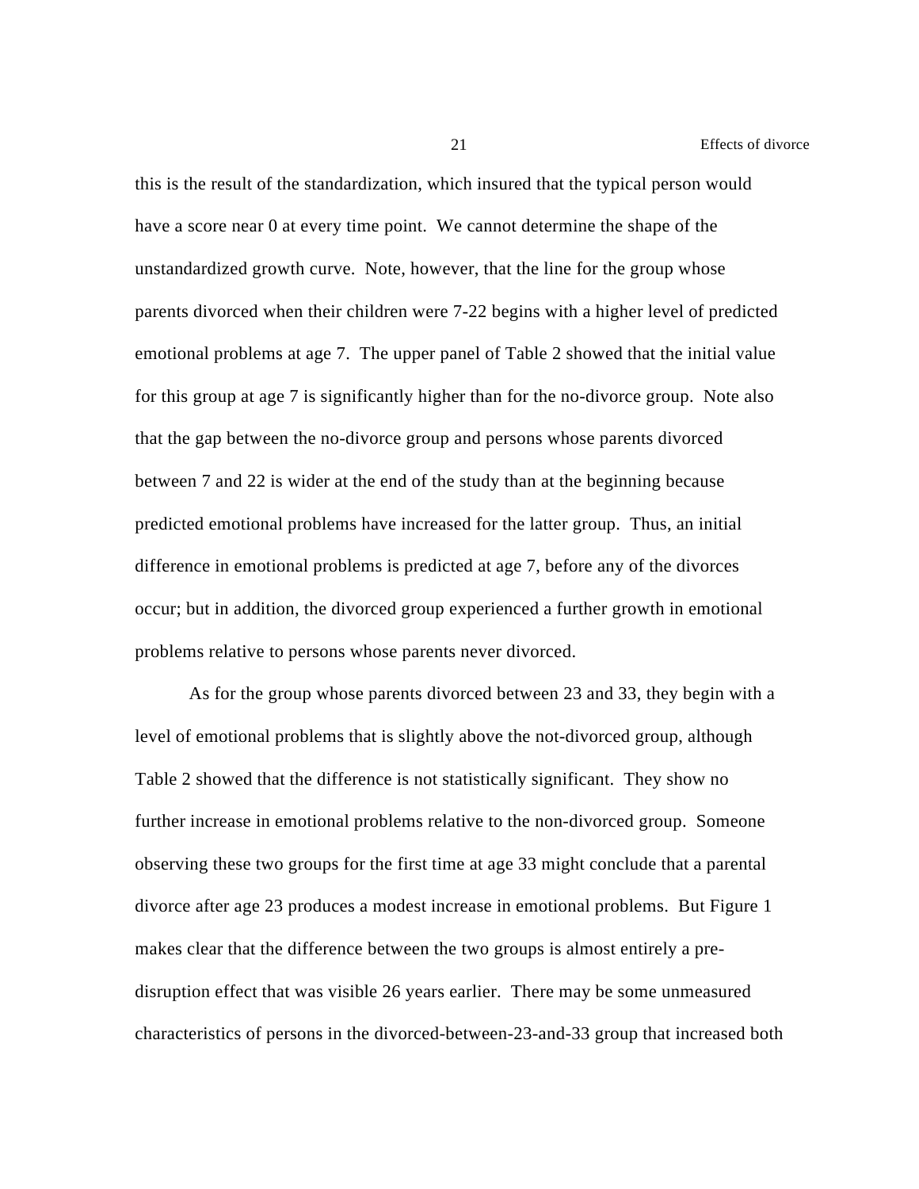this is the result of the standardization, which insured that the typical person would have a score near 0 at every time point. We cannot determine the shape of the unstandardized growth curve. Note, however, that the line for the group whose parents divorced when their children were 7-22 begins with a higher level of predicted emotional problems at age 7. The upper panel of Table 2 showed that the initial value for this group at age 7 is significantly higher than for the no-divorce group. Note also that the gap between the no-divorce group and persons whose parents divorced between 7 and 22 is wider at the end of the study than at the beginning because predicted emotional problems have increased for the latter group. Thus, an initial difference in emotional problems is predicted at age 7, before any of the divorces occur; but in addition, the divorced group experienced a further growth in emotional problems relative to persons whose parents never divorced.

As for the group whose parents divorced between 23 and 33, they begin with a level of emotional problems that is slightly above the not-divorced group, although Table 2 showed that the difference is not statistically significant. They show no further increase in emotional problems relative to the non-divorced group. Someone observing these two groups for the first time at age 33 might conclude that a parental divorce after age 23 produces a modest increase in emotional problems. But Figure 1 makes clear that the difference between the two groups is almost entirely a pre-disruption effect that was visible 26 years earlier. There may be some unmeasured characteristics of persons in the divorced-between-23-and-33 group that increased both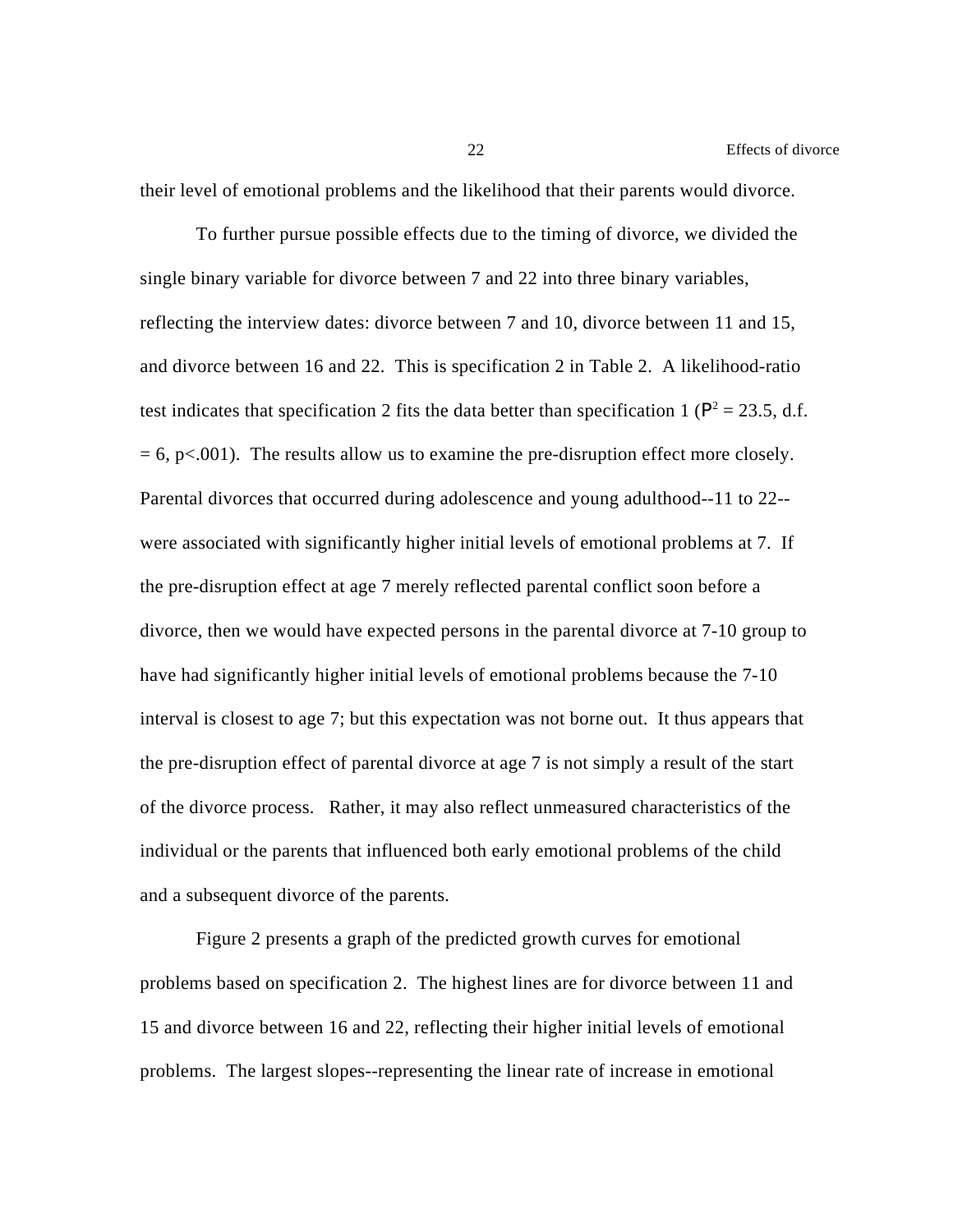their level of emotional problems and the likelihood that their parents would divorce.

To further pursue possible effects due to the timing of divorce, we divided the single binary variable for divorce between 7 and 22 into three binary variables, reflecting the interview dates: divorce between 7 and 10, divorce between 11 and 15, and divorce between 16 and 22. This is specification 2 in Table 2. A likelihood-ratio test indicates that specification 2 fits the data better than specification 1 ($\chi^2 = 23.5$, d.f. = 6, $p<.001$). The results allow us to examine the pre-disruption effect more closely. Parental divorces that occurred during adolescence and young adulthood--11 to 22--were associated with significantly higher initial levels of emotional problems at 7. If the pre-disruption effect at age 7 merely reflected parental conflict soon before a divorce, then we would have expected persons in the parental divorce at 7-10 group to have had significantly higher initial levels of emotional problems because the 7-10 interval is closest to age 7; but this expectation was not borne out. It thus appears that the pre-disruption effect of parental divorce at age 7 is not simply a result of the start of the divorce process. Rather, it may also reflect unmeasured characteristics of the individual or the parents that influenced both early emotional problems of the child and a subsequent divorce of the parents.

Figure 2 presents a graph of the predicted growth curves for emotional problems based on specification 2. The highest lines are for divorce between 11 and 15 and divorce between 16 and 22, reflecting their higher initial levels of emotional problems. The largest slopes--representing the linear rate of increase in emotional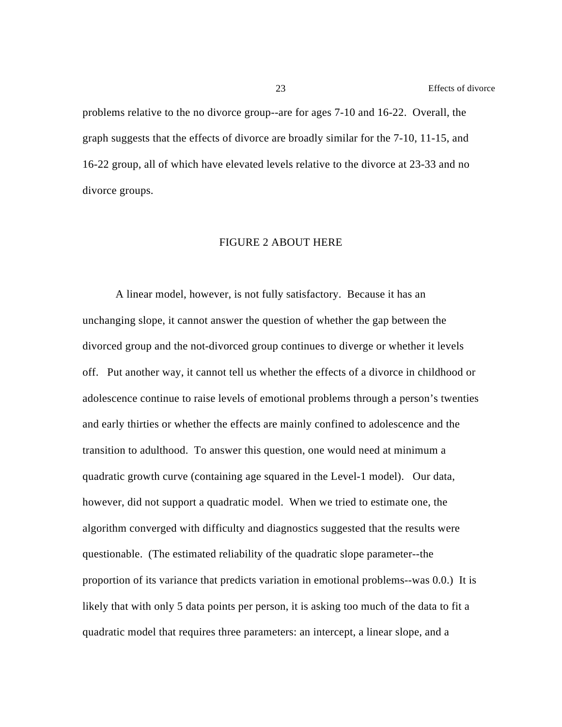problems relative to the no divorce group--are for ages 7-10 and 16-22. Overall, the graph suggests that the effects of divorce are broadly similar for the 7-10, 11-15, and 16-22 group, all of which have elevated levels relative to the divorce at 23-33 and no divorce groups.

FIGURE 2 ABOUT HERE

A linear model, however, is not fully satisfactory. Because it has an unchanging slope, it cannot answer the question of whether the gap between the divorced group and the not-divorced group continues to diverge or whether it levels off. Put another way, it cannot tell us whether the effects of a divorce in childhood or adolescence continue to raise levels of emotional problems through a person's twenties and early thirties or whether the effects are mainly confined to adolescence and the transition to adulthood. To answer this question, one would need at minimum a quadratic growth curve (containing age squared in the Level-1 model). Our data, however, did not support a quadratic model. When we tried to estimate one, the algorithm converged with difficulty and diagnostics suggested that the results were questionable. (The estimated reliability of the quadratic slope parameter--the proportion of its variance that predicts variation in emotional problems--was 0.0.) It is likely that with only 5 data points per person, it is asking too much of the data to fit a quadratic model that requires three parameters: an intercept, a linear slope, and a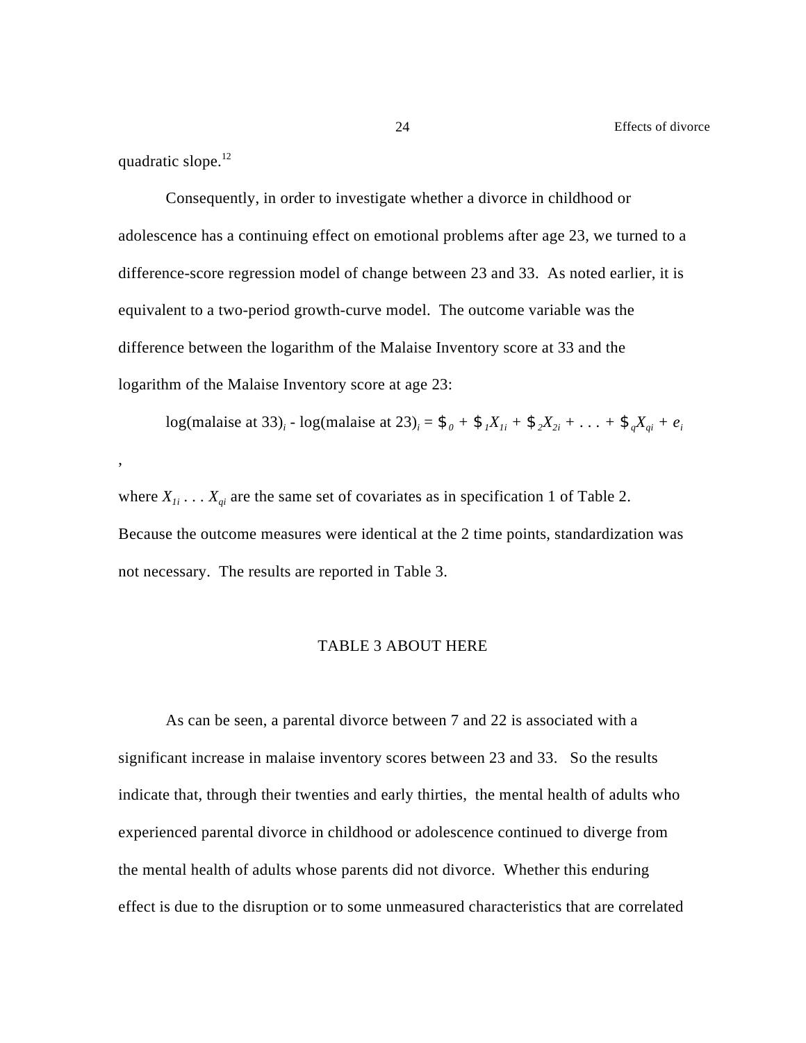quadratic slope.[12]

Consequently, in order to investigate whether a divorce in childhood or adolescence has a continuing effect on emotional problems after age 23, we turned to a difference-score regression model of change between 23 and 33. As noted earlier, it is equivalent to a two-period growth-curve model. The outcome variable was the difference between the logarithm of the Malaise Inventory score at 33 and the logarithm of the Malaise Inventory score at age 23:

$$\log(\text{malaise at 33})_i - \log(\text{malaise at 23})_i = \beta_0 + \beta_1 X_{1i} + \beta_2 X_{2i} + \ldots + \beta_q X_{qi} + e_i$$

,

where $X_{1i} \ldots X_{qi}$ are the same set of covariates as in specification 1 of Table 2. Because the outcome measures were identical at the 2 time points, standardization was not necessary. The results are reported in Table 3.

TABLE 3 ABOUT HERE

As can be seen, a parental divorce between 7 and 22 is associated with a significant increase in malaise inventory scores between 23 and 33. So the results indicate that, through their twenties and early thirties, the mental health of adults who experienced parental divorce in childhood or adolescence continued to diverge from the mental health of adults whose parents did not divorce. Whether this enduring effect is due to the disruption or to some unmeasured characteristics that are correlated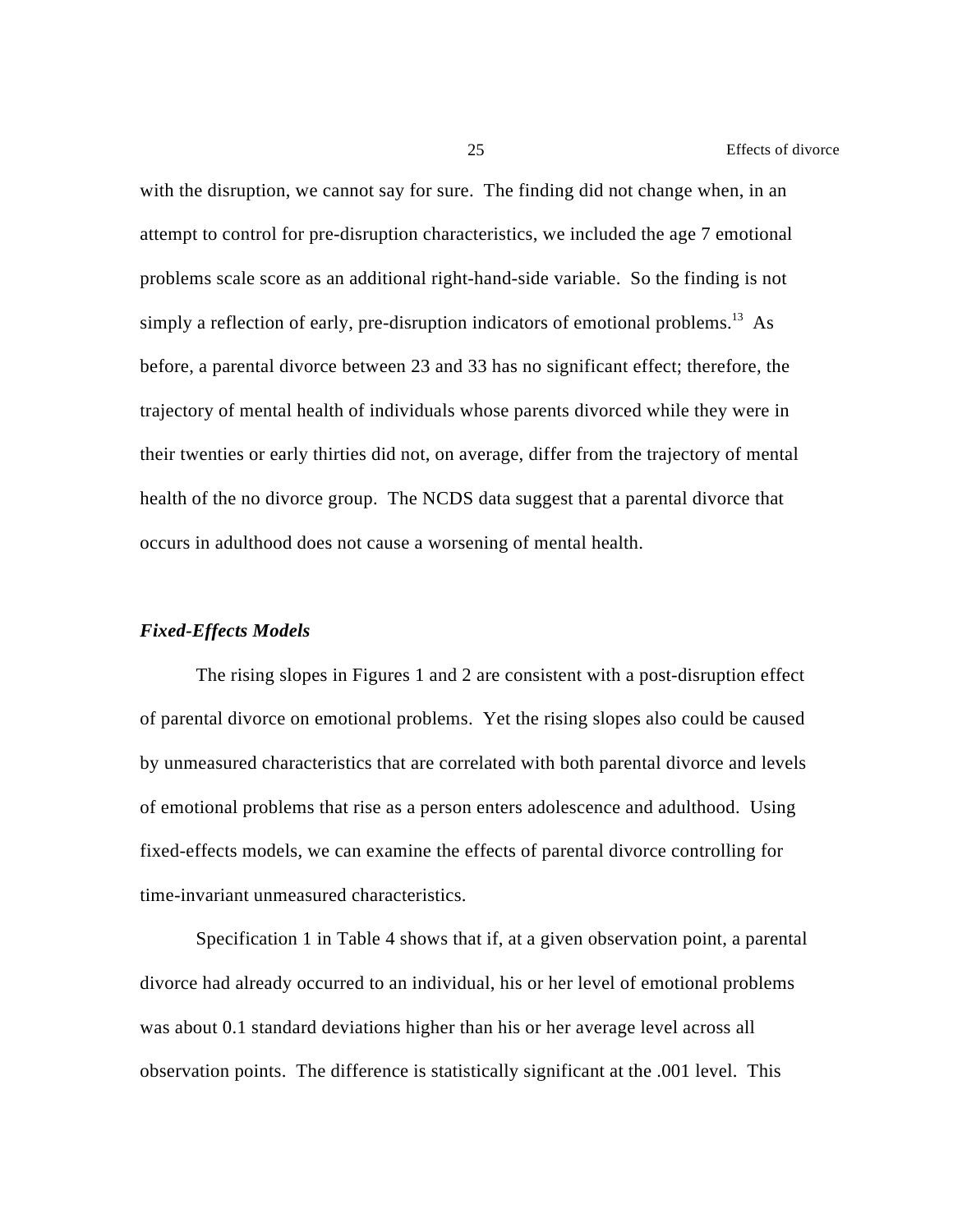with the disruption, we cannot say for sure. The finding did not change when, in an attempt to control for pre-disruption characteristics, we included the age 7 emotional problems scale score as an additional right-hand-side variable. So the finding is not simply a reflection of early, pre-disruption indicators of emotional problems.[13] As before, a parental divorce between 23 and 33 has no significant effect; therefore, the trajectory of mental health of individuals whose parents divorced while they were in their twenties or early thirties did not, on average, differ from the trajectory of mental health of the no divorce group. The NCDS data suggest that a parental divorce that occurs in adulthood does not cause a worsening of mental health.

### ***Fixed-Effects Models***

The rising slopes in Figures 1 and 2 are consistent with a post-disruption effect of parental divorce on emotional problems. Yet the rising slopes also could be caused by unmeasured characteristics that are correlated with both parental divorce and levels of emotional problems that rise as a person enters adolescence and adulthood. Using fixed-effects models, we can examine the effects of parental divorce controlling for time-invariant unmeasured characteristics.

Specification 1 in Table 4 shows that if, at a given observation point, a parental divorce had already occurred to an individual, his or her level of emotional problems was about 0.1 standard deviations higher than his or her average level across all observation points. The difference is statistically significant at the .001 level. This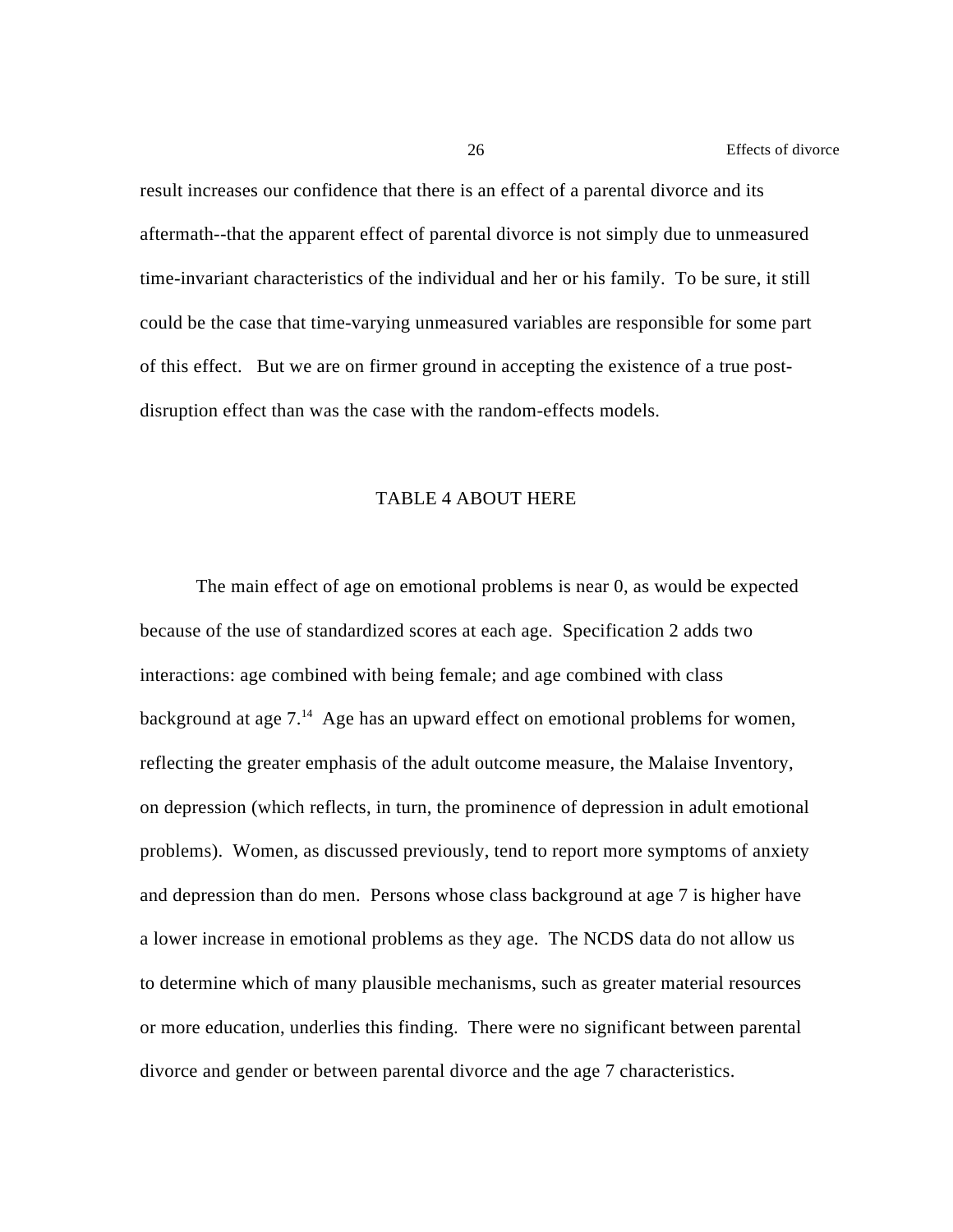result increases our confidence that there is an effect of a parental divorce and its aftermath--that the apparent effect of parental divorce is not simply due to unmeasured time-invariant characteristics of the individual and her or his family. To be sure, it still could be the case that time-varying unmeasured variables are responsible for some part of this effect. But we are on firmer ground in accepting the existence of a true post-disruption effect than was the case with the random-effects models.

TABLE 4 ABOUT HERE

The main effect of age on emotional problems is near 0, as would be expected because of the use of standardized scores at each age. Specification 2 adds two interactions: age combined with being female; and age combined with class background at age 7.[14] Age has an upward effect on emotional problems for women, reflecting the greater emphasis of the adult outcome measure, the Malaise Inventory, on depression (which reflects, in turn, the prominence of depression in adult emotional problems). Women, as discussed previously, tend to report more symptoms of anxiety and depression than do men. Persons whose class background at age 7 is higher have a lower increase in emotional problems as they age. The NCDS data do not allow us to determine which of many plausible mechanisms, such as greater material resources or more education, underlies this finding. There were no significant between parental divorce and gender or between parental divorce and the age 7 characteristics.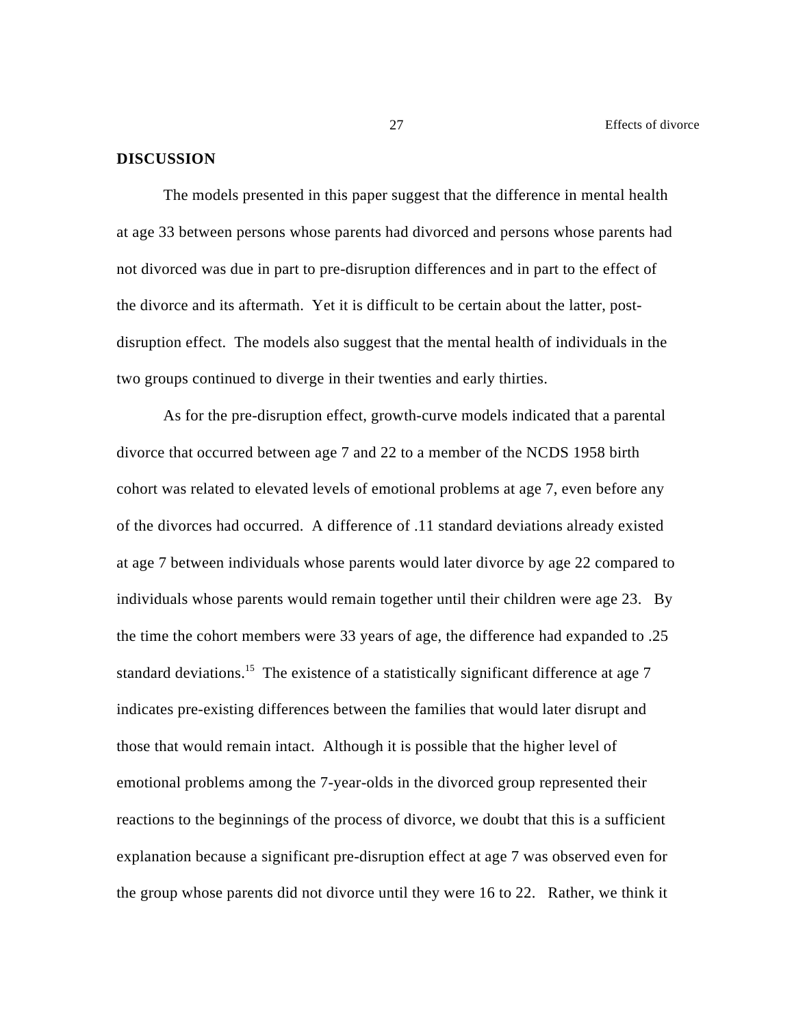## DISCUSSION

The models presented in this paper suggest that the difference in mental health at age 33 between persons whose parents had divorced and persons whose parents had not divorced was due in part to pre-disruption differences and in part to the effect of the divorce and its aftermath. Yet it is difficult to be certain about the latter, post-disruption effect. The models also suggest that the mental health of individuals in the two groups continued to diverge in their twenties and early thirties.

As for the pre-disruption effect, growth-curve models indicated that a parental divorce that occurred between age 7 and 22 to a member of the NCDS 1958 birth cohort was related to elevated levels of emotional problems at age 7, even before any of the divorces had occurred. A difference of .11 standard deviations already existed at age 7 between individuals whose parents would later divorce by age 22 compared to individuals whose parents would remain together until their children were age 23. By the time the cohort members were 33 years of age, the difference had expanded to .25 standard deviations.[15] The existence of a statistically significant difference at age 7 indicates pre-existing differences between the families that would later disrupt and those that would remain intact. Although it is possible that the higher level of emotional problems among the 7-year-olds in the divorced group represented their reactions to the beginnings of the process of divorce, we doubt that this is a sufficient explanation because a significant pre-disruption effect at age 7 was observed even for the group whose parents did not divorce until they were 16 to 22. Rather, we think it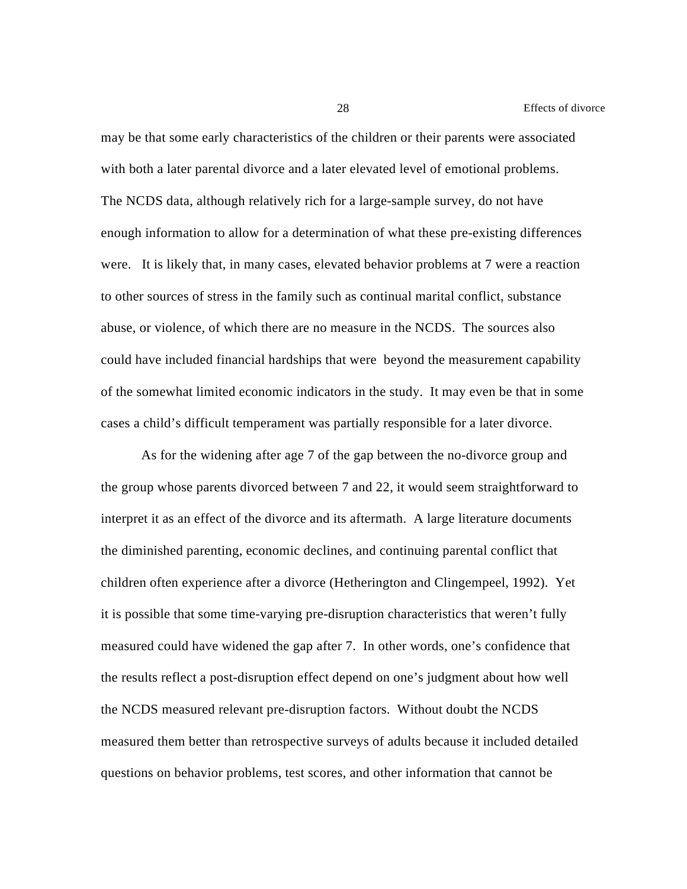may be that some early characteristics of the children or their parents were associated with both a later parental divorce and a later elevated level of emotional problems. The NCDS data, although relatively rich for a large-sample survey, do not have enough information to allow for a determination of what these pre-existing differences were. It is likely that, in many cases, elevated behavior problems at 7 were a reaction to other sources of stress in the family such as continual marital conflict, substance abuse, or violence, of which there are no measure in the NCDS. The sources also could have included financial hardships that were beyond the measurement capability of the somewhat limited economic indicators in the study. It may even be that in some cases a child's difficult temperament was partially responsible for a later divorce.

As for the widening after age 7 of the gap between the no-divorce group and the group whose parents divorced between 7 and 22, it would seem straightforward to interpret it as an effect of the divorce and its aftermath. A large literature documents the diminished parenting, economic declines, and continuing parental conflict that children often experience after a divorce (Hetherington and Clingempeel, 1992). Yet it is possible that some time-varying pre-disruption characteristics that weren't fully measured could have widened the gap after 7. In other words, one's confidence that the results reflect a post-disruption effect depend on one's judgment about how well the NCDS measured relevant pre-disruption factors. Without doubt the NCDS measured them better than retrospective surveys of adults because it included detailed questions on behavior problems, test scores, and other information that cannot be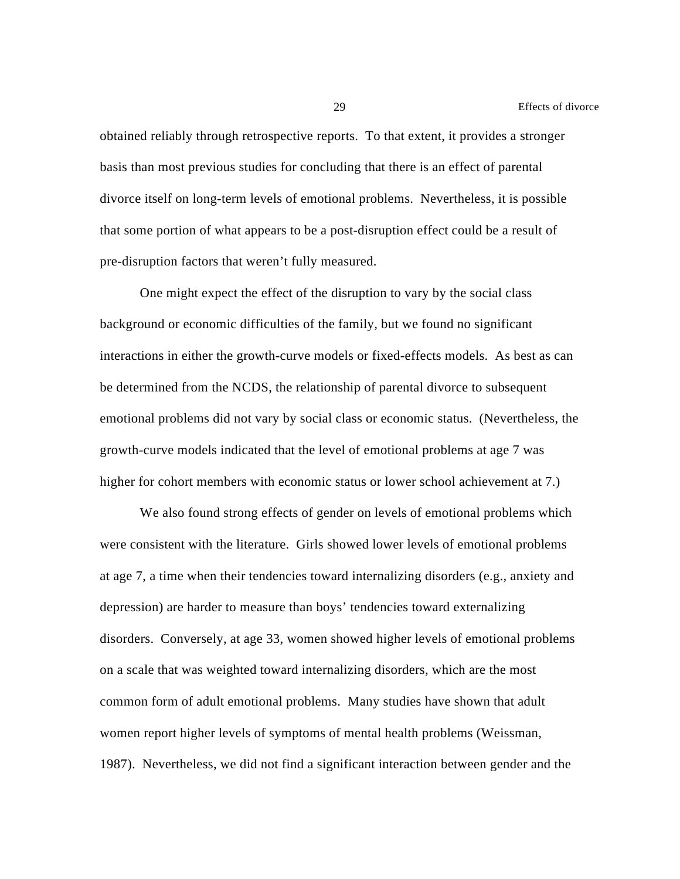obtained reliably through retrospective reports. To that extent, it provides a stronger basis than most previous studies for concluding that there is an effect of parental divorce itself on long-term levels of emotional problems. Nevertheless, it is possible that some portion of what appears to be a post-disruption effect could be a result of pre-disruption factors that weren't fully measured.

One might expect the effect of the disruption to vary by the social class background or economic difficulties of the family, but we found no significant interactions in either the growth-curve models or fixed-effects models. As best as can be determined from the NCDS, the relationship of parental divorce to subsequent emotional problems did not vary by social class or economic status. (Nevertheless, the growth-curve models indicated that the level of emotional problems at age 7 was higher for cohort members with economic status or lower school achievement at 7.)

We also found strong effects of gender on levels of emotional problems which were consistent with the literature. Girls showed lower levels of emotional problems at age 7, a time when their tendencies toward internalizing disorders (e.g., anxiety and depression) are harder to measure than boys' tendencies toward externalizing disorders. Conversely, at age 33, women showed higher levels of emotional problems on a scale that was weighted toward internalizing disorders, which are the most common form of adult emotional problems. Many studies have shown that adult women report higher levels of symptoms of mental health problems (Weissman, 1987). Nevertheless, we did not find a significant interaction between gender and the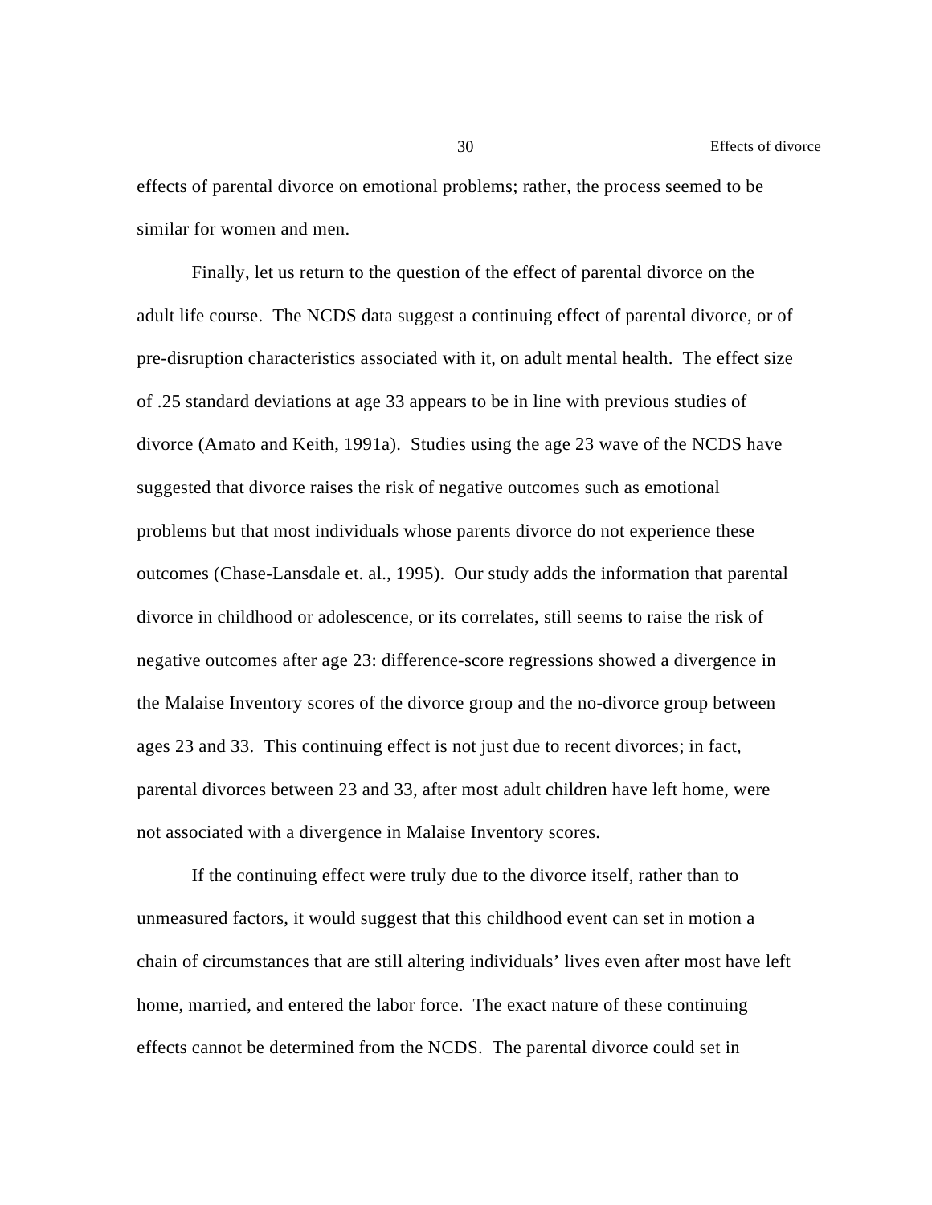effects of parental divorce on emotional problems; rather, the process seemed to be similar for women and men.

Finally, let us return to the question of the effect of parental divorce on the adult life course. The NCDS data suggest a continuing effect of parental divorce, or of pre-disruption characteristics associated with it, on adult mental health. The effect size of .25 standard deviations at age 33 appears to be in line with previous studies of divorce (Amato and Keith, 1991a). Studies using the age 23 wave of the NCDS have suggested that divorce raises the risk of negative outcomes such as emotional problems but that most individuals whose parents divorce do not experience these outcomes (Chase-Lansdale et. al., 1995). Our study adds the information that parental divorce in childhood or adolescence, or its correlates, still seems to raise the risk of negative outcomes after age 23: difference-score regressions showed a divergence in the Malaise Inventory scores of the divorce group and the no-divorce group between ages 23 and 33. This continuing effect is not just due to recent divorces; in fact, parental divorces between 23 and 33, after most adult children have left home, were not associated with a divergence in Malaise Inventory scores.

If the continuing effect were truly due to the divorce itself, rather than to unmeasured factors, it would suggest that this childhood event can set in motion a chain of circumstances that are still altering individuals' lives even after most have left home, married, and entered the labor force. The exact nature of these continuing effects cannot be determined from the NCDS. The parental divorce could set in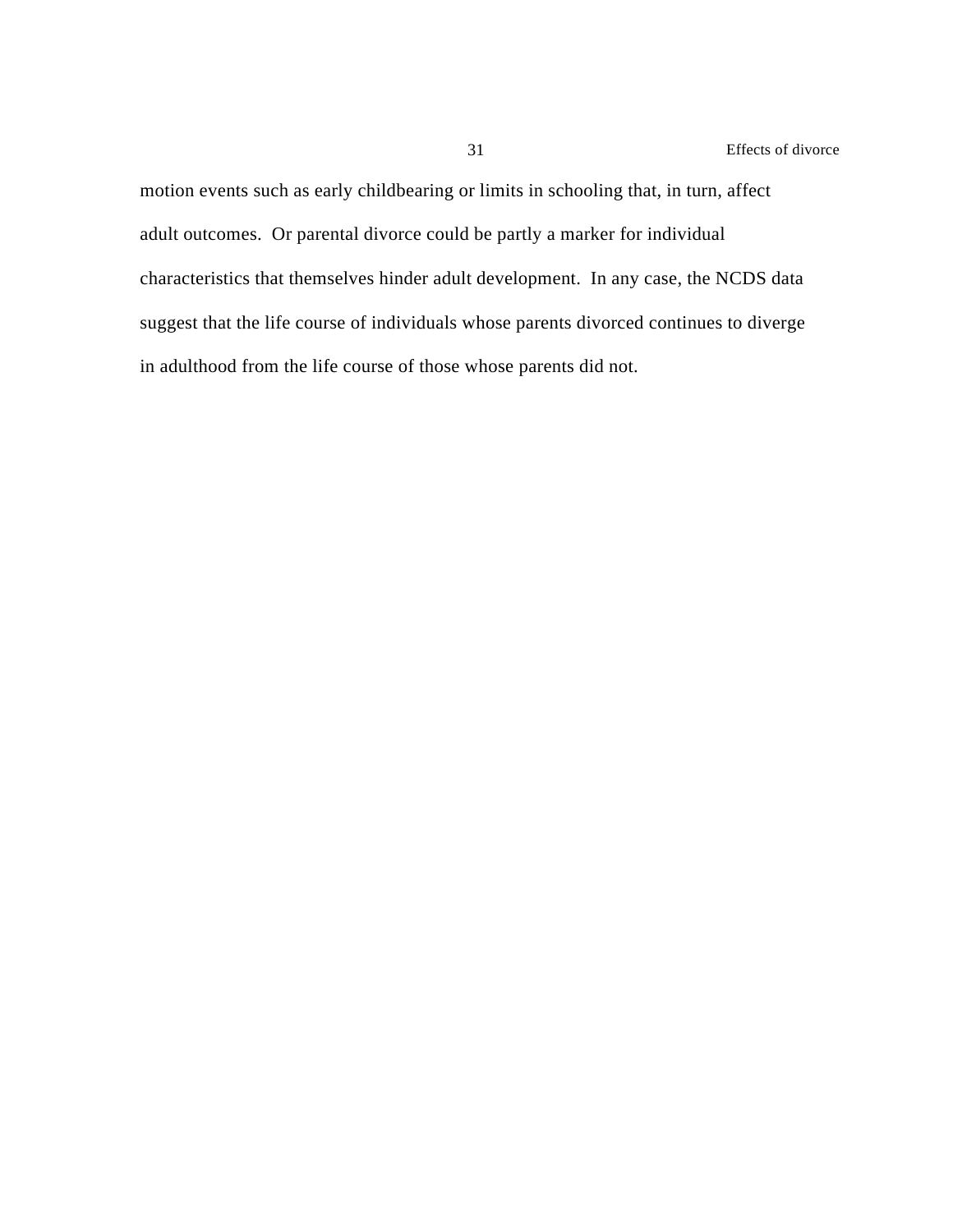motion events such as early childbearing or limits in schooling that, in turn, affect adult outcomes. Or parental divorce could be partly a marker for individual characteristics that themselves hinder adult development. In any case, the NCDS data suggest that the life course of individuals whose parents divorced continues to diverge in adulthood from the life course of those whose parents did not.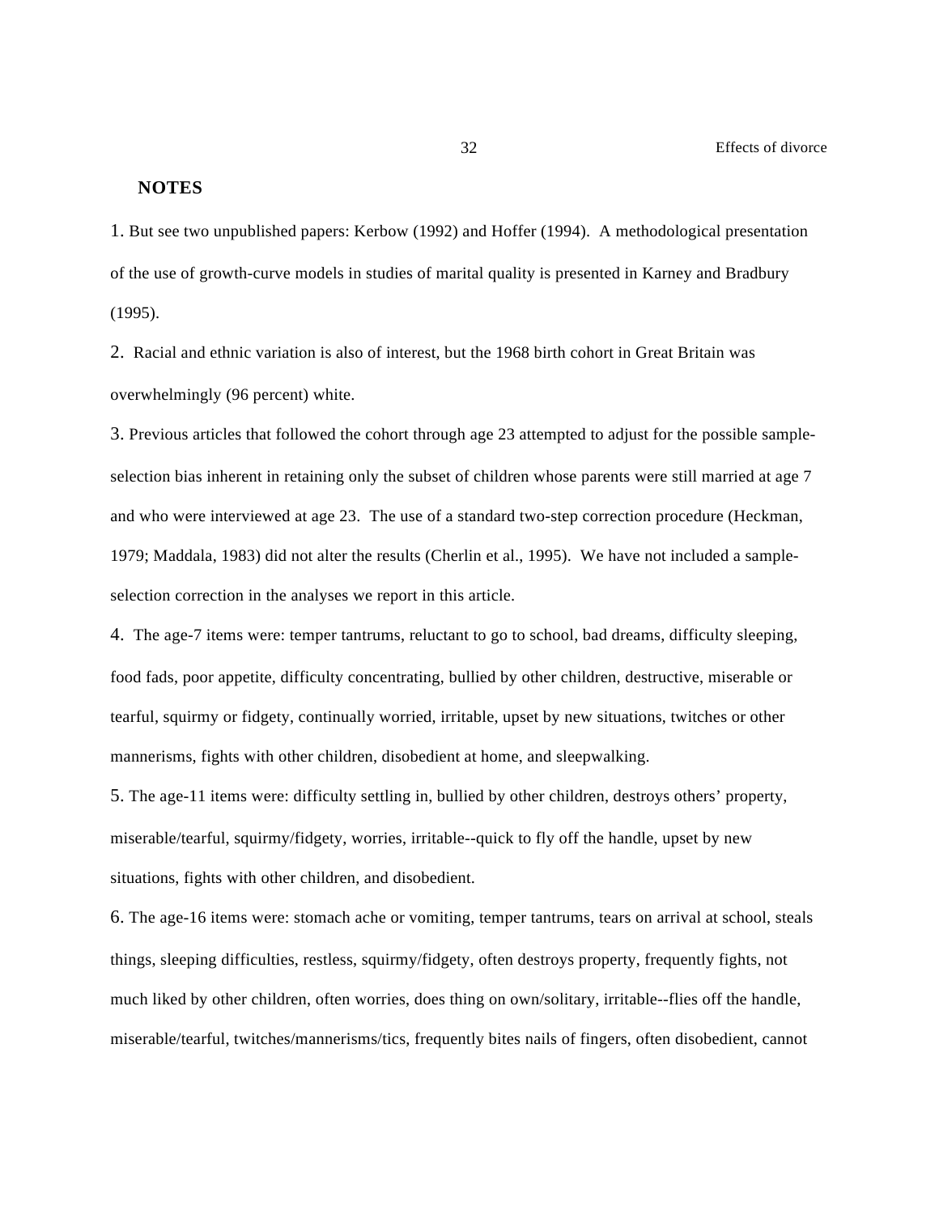## NOTES

1. But see two unpublished papers: Kerbow (1992) and Hoffer (1994). A methodological presentation of the use of growth-curve models in studies of marital quality is presented in Karney and Bradbury (1995).

2. Racial and ethnic variation is also of interest, but the 1968 birth cohort in Great Britain was overwhelmingly (96 percent) white.

3. Previous articles that followed the cohort through age 23 attempted to adjust for the possible sample-selection bias inherent in retaining only the subset of children whose parents were still married at age 7 and who were interviewed at age 23. The use of a standard two-step correction procedure (Heckman, 1979; Maddala, 1983) did not alter the results (Cherlin et al., 1995). We have not included a sample-selection correction in the analyses we report in this article.

4. The age-7 items were: temper tantrums, reluctant to go to school, bad dreams, difficulty sleeping, food fads, poor appetite, difficulty concentrating, bullied by other children, destructive, miserable or tearful, squirmy or fidgety, continually worried, irritable, upset by new situations, twitches or other mannerisms, fights with other children, disobedient at home, and sleepwalking.

5. The age-11 items were: difficulty settling in, bullied by other children, destroys others' property, miserable/tearful, squirmy/fidgety, worries, irritable--quick to fly off the handle, upset by new situations, fights with other children, and disobedient.

6. The age-16 items were: stomach ache or vomiting, temper tantrums, tears on arrival at school, steals things, sleeping difficulties, restless, squirmy/fidgety, often destroys property, frequently fights, not much liked by other children, often worries, does thing on own/solitary, irritable--flies off the handle, miserable/tearful, twitches/mannerisms/tics, frequently bites nails of fingers, often disobedient, cannot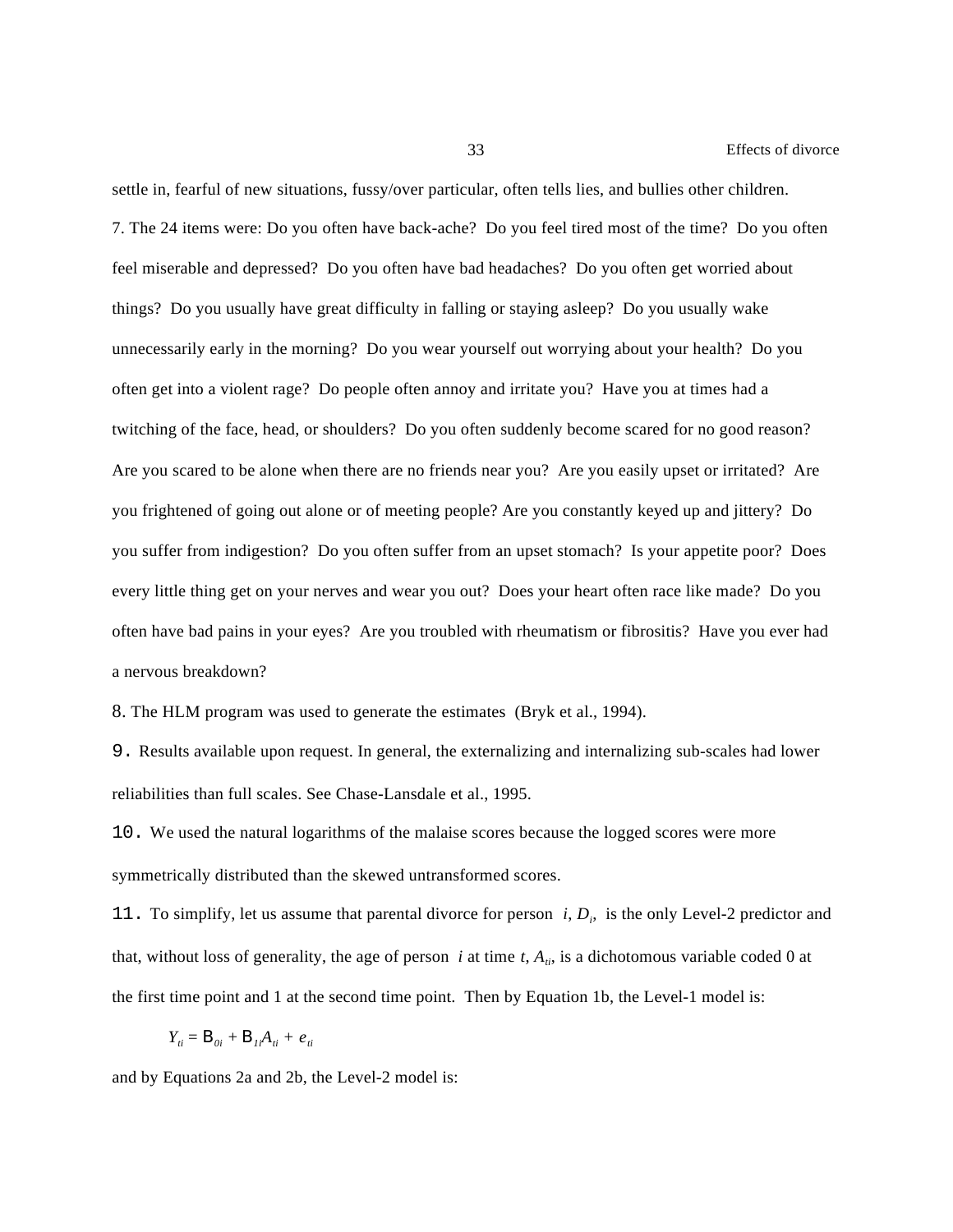settle in, fearful of new situations, fussy/over particular, often tells lies, and bullies other children.

7. The 24 items were: Do you often have back-ache? Do you feel tired most of the time? Do you often feel miserable and depressed? Do you often have bad headaches? Do you often get worried about things? Do you usually have great difficulty in falling or staying asleep? Do you usually wake unnecessarily early in the morning? Do you wear yourself out worrying about your health? Do you often get into a violent rage? Do people often annoy and irritate you? Have you at times had a twitching of the face, head, or shoulders? Do you often suddenly become scared for no good reason? Are you scared to be alone when there are no friends near you? Are you easily upset or irritated? Are you frightened of going out alone or of meeting people? Are you constantly keyed up and jittery? Do you suffer from indigestion? Do you often suffer from an upset stomach? Is your appetite poor? Does every little thing get on your nerves and wear you out? Does your heart often race like made? Do you often have bad pains in your eyes? Are you troubled with rheumatism or fibrositis? Have you ever had a nervous breakdown?

8. The HLM program was used to generate the estimates (Bryk et al., 1994).

9. Results available upon request. In general, the externalizing and internalizing sub-scales had lower reliabilities than full scales. See Chase-Lansdale et al., 1995.

10. We used the natural logarithms of the malaise scores because the logged scores were more symmetrically distributed than the skewed untransformed scores.

11. To simplify, let us assume that parental divorce for person $i$, $D_i$, is the only Level-2 predictor and that, without loss of generality, the age of person $i$ at time $t$, $A_{ti}$, is a dichotomous variable coded 0 at the first time point and 1 at the second time point. Then by Equation 1b, the Level-1 model is:

$$Y_{ti} = B_{0i} + B_{1i}A_{ti} + e_{ti}$$

and by Equations 2a and 2b, the Level-2 model is: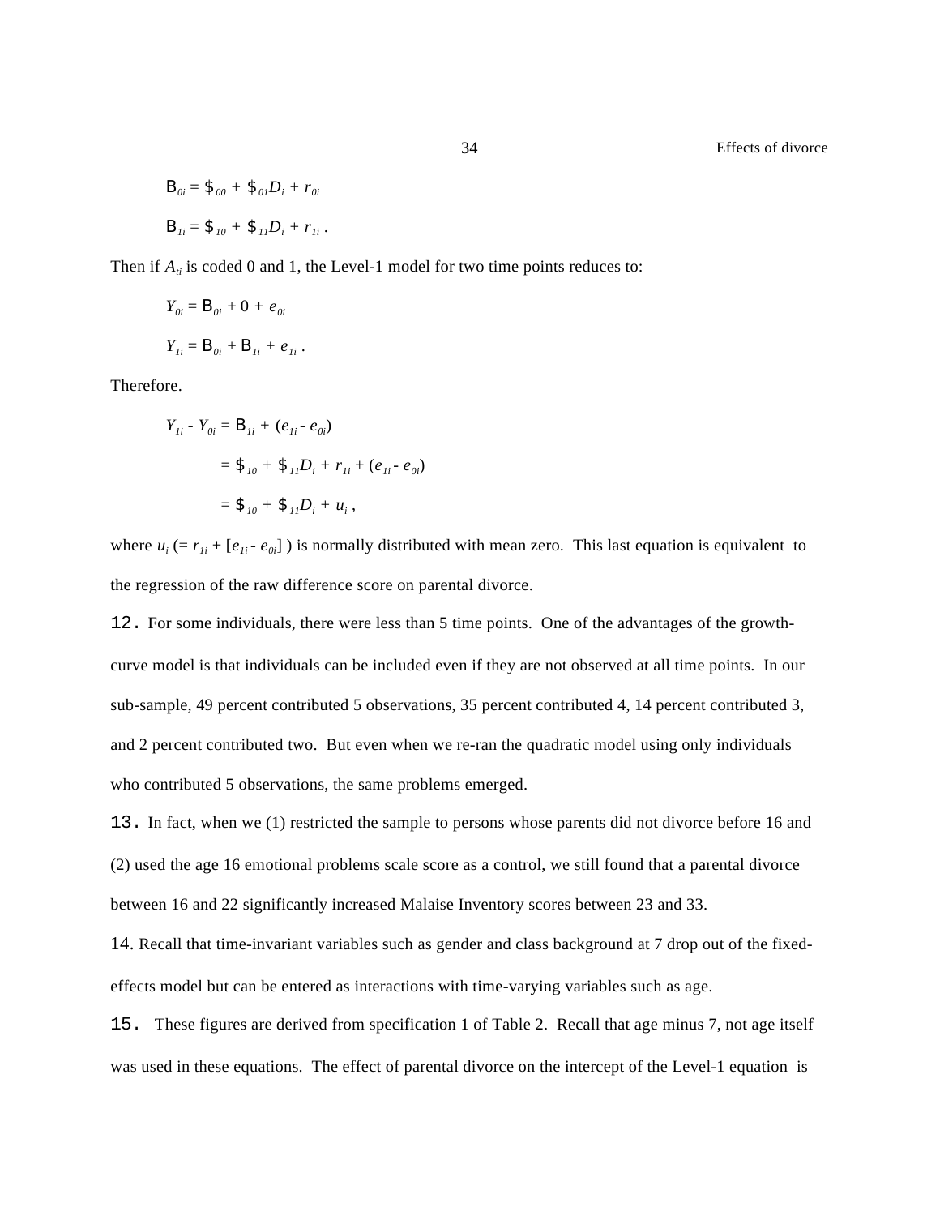$$\pi_{0i} = \beta_{00} + \beta_{01}D_i + r_{0i}$$

$$\pi_{1i} = \beta_{10} + \beta_{11}D_i + r_{1i}\ .$$

Then if $A_{ti}$ is coded 0 and 1, the Level-1 model for two time points reduces to:

$$Y_{0i} = \pi_{0i} + 0 + e_{0i}$$

$$Y_{1i} = \pi_{0i} + \pi_{1i} + e_{1i}\ .$$

Therefore.

$$Y_{1i} - Y_{0i} = \pi_{1i} + (e_{1i} - e_{0i})$$

$$= \beta_{10} + \beta_{11}D_i + r_{1i} + (e_{1i} - e_{0i})$$

$$= \beta_{10} + \beta_{11}D_i + u_i\ ,$$

where $u_i$ (= $r_{1i}$ + [$e_{1i}$ - $e_{0i}$] ) is normally distributed with mean zero. This last equation is equivalent to the regression of the raw difference score on parental divorce.

12. For some individuals, there were less than 5 time points. One of the advantages of the growth-curve model is that individuals can be included even if they are not observed at all time points. In our sub-sample, 49 percent contributed 5 observations, 35 percent contributed 4, 14 percent contributed 3, and 2 percent contributed two. But even when we re-ran the quadratic model using only individuals who contributed 5 observations, the same problems emerged.

13. In fact, when we (1) restricted the sample to persons whose parents did not divorce before 16 and (2) used the age 16 emotional problems scale score as a control, we still found that a parental divorce between 16 and 22 significantly increased Malaise Inventory scores between 23 and 33.

14. Recall that time-invariant variables such as gender and class background at 7 drop out of the fixed-effects model but can be entered as interactions with time-varying variables such as age.

15. These figures are derived from specification 1 of Table 2. Recall that age minus 7, not age itself was used in these equations. The effect of parental divorce on the intercept of the Level-1 equation is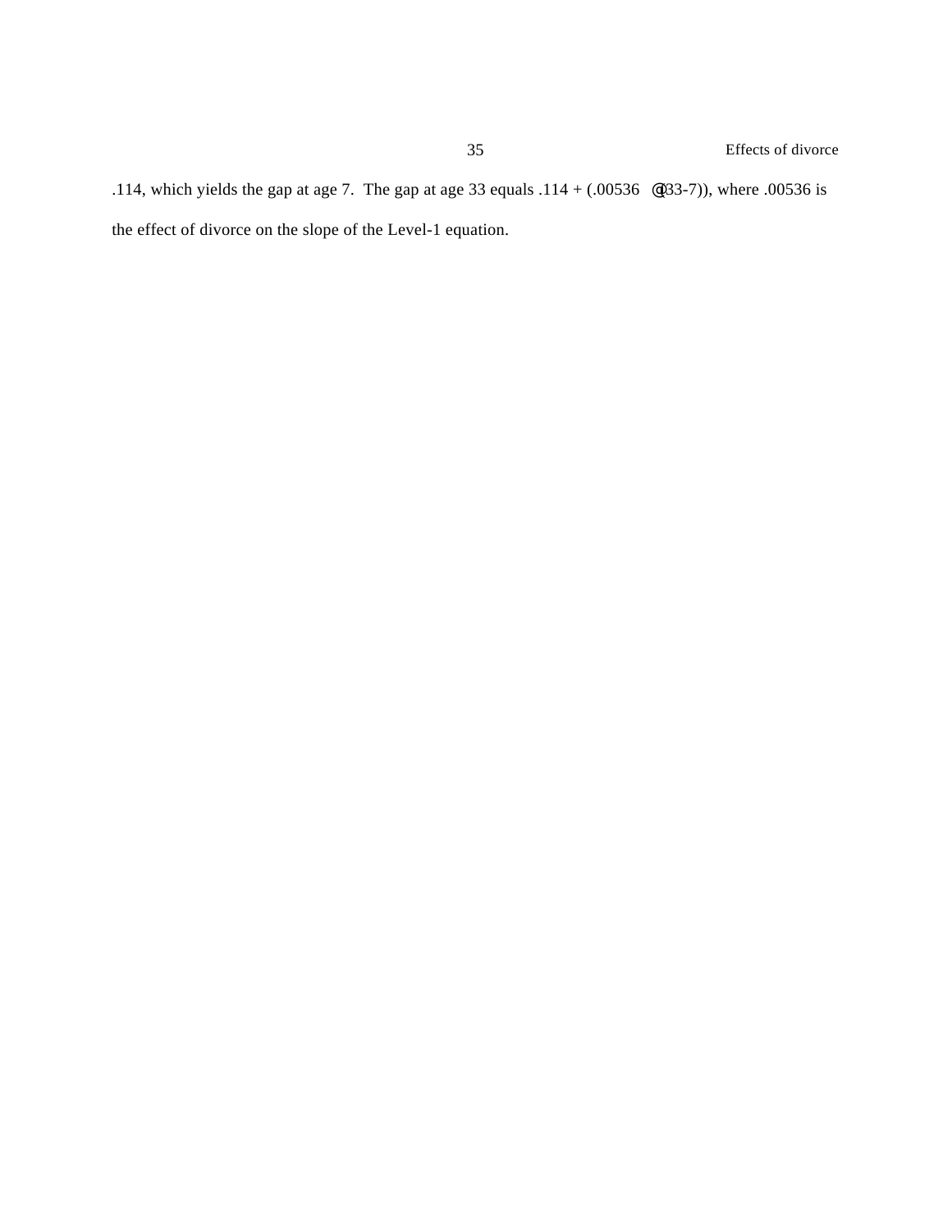.114, which yields the gap at age 7. The gap at age 33 equals .114 + (.00536 $\cdot$ (33-7)), where .00536 is the effect of divorce on the slope of the Level-1 equation.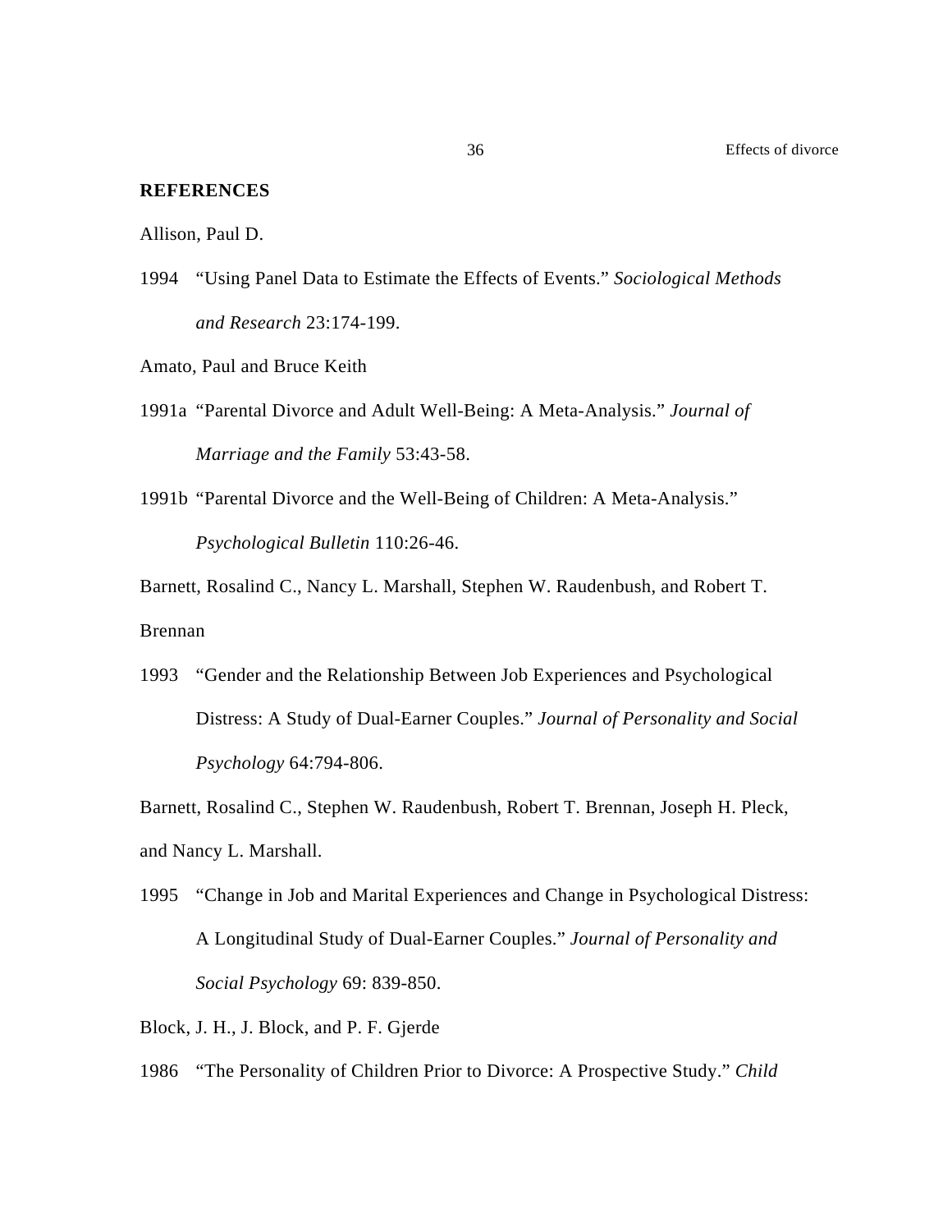**REFERENCES**

Allison, Paul D.

1994 "Using Panel Data to Estimate the Effects of Events." *Sociological Methods and Research* 23:174-199.

Amato, Paul and Bruce Keith

1991a "Parental Divorce and Adult Well-Being: A Meta-Analysis." *Journal of Marriage and the Family* 53:43-58.

1991b "Parental Divorce and the Well-Being of Children: A Meta-Analysis." *Psychological Bulletin* 110:26-46.

Barnett, Rosalind C., Nancy L. Marshall, Stephen W. Raudenbush, and Robert T. Brennan

1993 "Gender and the Relationship Between Job Experiences and Psychological Distress: A Study of Dual-Earner Couples." *Journal of Personality and Social Psychology* 64:794-806.

Barnett, Rosalind C., Stephen W. Raudenbush, Robert T. Brennan, Joseph H. Pleck, and Nancy L. Marshall.

1995 "Change in Job and Marital Experiences and Change in Psychological Distress: A Longitudinal Study of Dual-Earner Couples." *Journal of Personality and Social Psychology* 69: 839-850.

Block, J. H., J. Block, and P. F. Gjerde

1986 "The Personality of Children Prior to Divorce: A Prospective Study." *Child*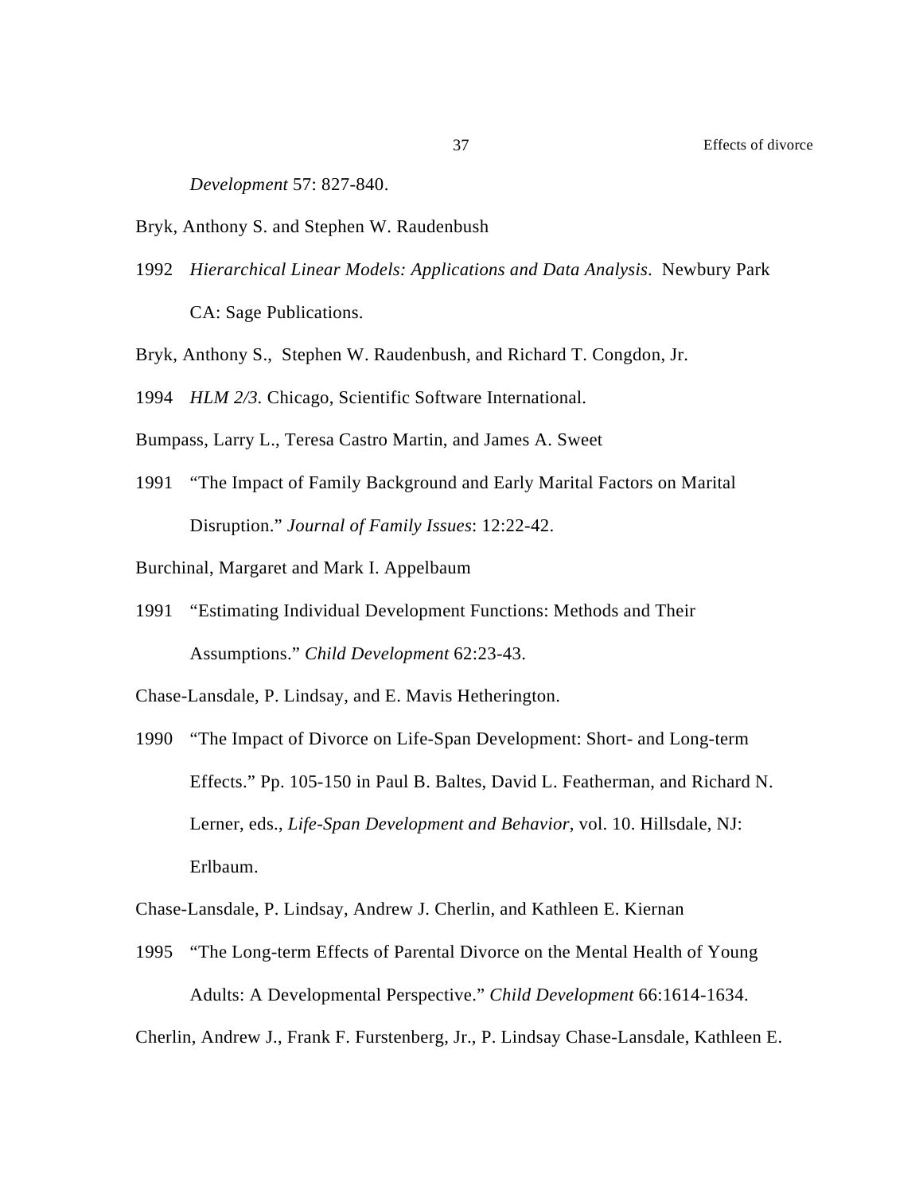*Development* 57: 827-840.

Bryk, Anthony S. and Stephen W. Raudenbush

1992 *Hierarchical Linear Models: Applications and Data Analysis*. Newbury Park CA: Sage Publications.

Bryk, Anthony S., Stephen W. Raudenbush, and Richard T. Congdon, Jr.

1994 *HLM 2/3*. Chicago, Scientific Software International.

Bumpass, Larry L., Teresa Castro Martin, and James A. Sweet

1991 "The Impact of Family Background and Early Marital Factors on Marital Disruption." *Journal of Family Issues*: 12:22-42.

Burchinal, Margaret and Mark I. Appelbaum

1991 "Estimating Individual Development Functions: Methods and Their Assumptions." *Child Development* 62:23-43.

Chase-Lansdale, P. Lindsay, and E. Mavis Hetherington.

1990 "The Impact of Divorce on Life-Span Development: Short- and Long-term Effects." Pp. 105-150 in Paul B. Baltes, David L. Featherman, and Richard N. Lerner, eds., *Life-Span Development and Behavior*, vol. 10. Hillsdale, NJ: Erlbaum.

Chase-Lansdale, P. Lindsay, Andrew J. Cherlin, and Kathleen E. Kiernan

1995 "The Long-term Effects of Parental Divorce on the Mental Health of Young Adults: A Developmental Perspective." *Child Development* 66:1614-1634.

Cherlin, Andrew J., Frank F. Furstenberg, Jr., P. Lindsay Chase-Lansdale, Kathleen E.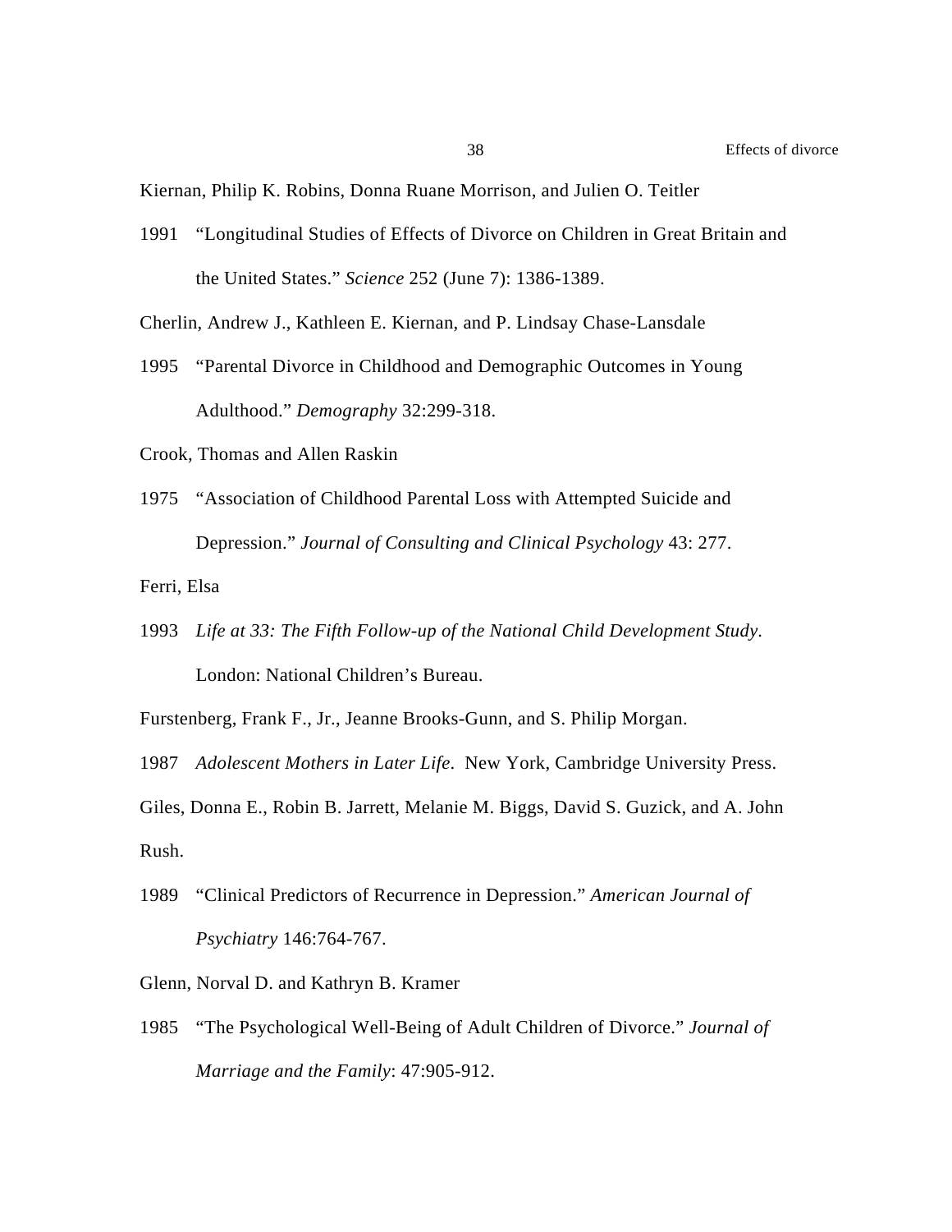Kiernan, Philip K. Robins, Donna Ruane Morrison, and Julien O. Teitler

1991 "Longitudinal Studies of Effects of Divorce on Children in Great Britain and the United States." *Science* 252 (June 7): 1386-1389.

Cherlin, Andrew J., Kathleen E. Kiernan, and P. Lindsay Chase-Lansdale

1995 "Parental Divorce in Childhood and Demographic Outcomes in Young Adulthood." *Demography* 32:299-318.

Crook, Thomas and Allen Raskin

1975 "Association of Childhood Parental Loss with Attempted Suicide and Depression." *Journal of Consulting and Clinical Psychology* 43: 277.

Ferri, Elsa

1993 *Life at 33: The Fifth Follow-up of the National Child Development Study.* London: National Children's Bureau.

Furstenberg, Frank F., Jr., Jeanne Brooks-Gunn, and S. Philip Morgan.

1987 *Adolescent Mothers in Later Life.* New York, Cambridge University Press.

Giles, Donna E., Robin B. Jarrett, Melanie M. Biggs, David S. Guzick, and A. John Rush.

1989 "Clinical Predictors of Recurrence in Depression." *American Journal of Psychiatry* 146:764-767.

Glenn, Norval D. and Kathryn B. Kramer

1985 "The Psychological Well-Being of Adult Children of Divorce." *Journal of Marriage and the Family*: 47:905-912.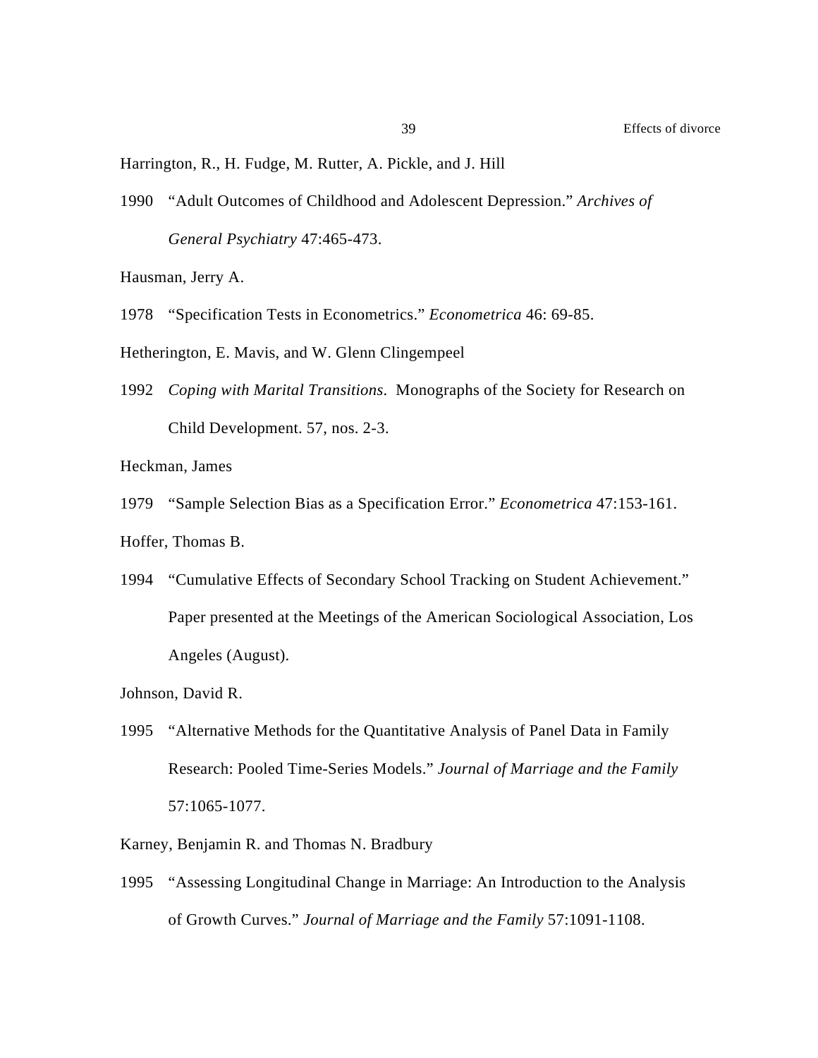Harrington, R., H. Fudge, M. Rutter, A. Pickle, and J. Hill

1990 "Adult Outcomes of Childhood and Adolescent Depression." *Archives of General Psychiatry* 47:465-473.

Hausman, Jerry A.

1978 "Specification Tests in Econometrics." *Econometrica* 46: 69-85.

Hetherington, E. Mavis, and W. Glenn Clingempeel

1992 *Coping with Marital Transitions*. Monographs of the Society for Research on Child Development. 57, nos. 2-3.

Heckman, James

1979 "Sample Selection Bias as a Specification Error." *Econometrica* 47:153-161.

Hoffer, Thomas B.

1994 "Cumulative Effects of Secondary School Tracking on Student Achievement." Paper presented at the Meetings of the American Sociological Association, Los Angeles (August).

Johnson, David R.

1995 "Alternative Methods for the Quantitative Analysis of Panel Data in Family Research: Pooled Time-Series Models." *Journal of Marriage and the Family* 57:1065-1077.

Karney, Benjamin R. and Thomas N. Bradbury

1995 "Assessing Longitudinal Change in Marriage: An Introduction to the Analysis of Growth Curves." *Journal of Marriage and the Family* 57:1091-1108.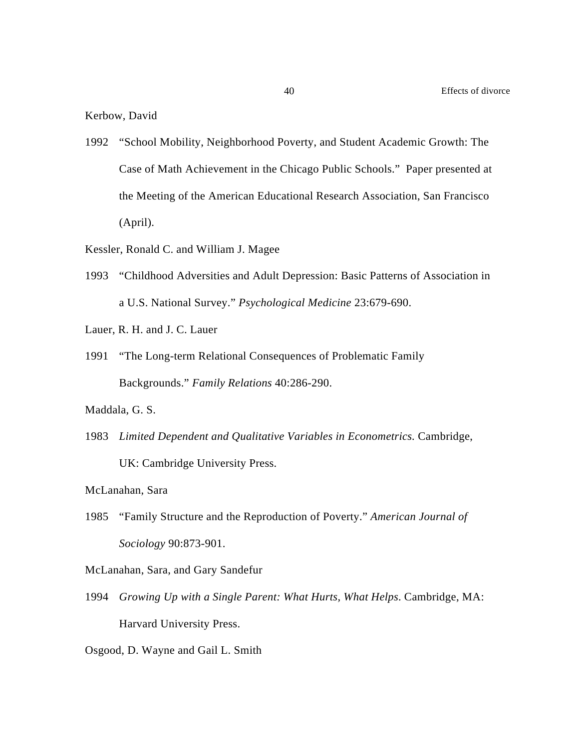Kerbow, David

1992 "School Mobility, Neighborhood Poverty, and Student Academic Growth: The Case of Math Achievement in the Chicago Public Schools." Paper presented at the Meeting of the American Educational Research Association, San Francisco (April).

Kessler, Ronald C. and William J. Magee

1993 "Childhood Adversities and Adult Depression: Basic Patterns of Association in a U.S. National Survey." *Psychological Medicine* 23:679-690.

Lauer, R. H. and J. C. Lauer

1991 "The Long-term Relational Consequences of Problematic Family Backgrounds." *Family Relations* 40:286-290.

Maddala, G. S.

1983 *Limited Dependent and Qualitative Variables in Econometrics.* Cambridge, UK: Cambridge University Press.

McLanahan, Sara

1985 "Family Structure and the Reproduction of Poverty." *American Journal of Sociology* 90:873-901.

McLanahan, Sara, and Gary Sandefur

1994 *Growing Up with a Single Parent: What Hurts, What Helps*. Cambridge, MA: Harvard University Press.

Osgood, D. Wayne and Gail L. Smith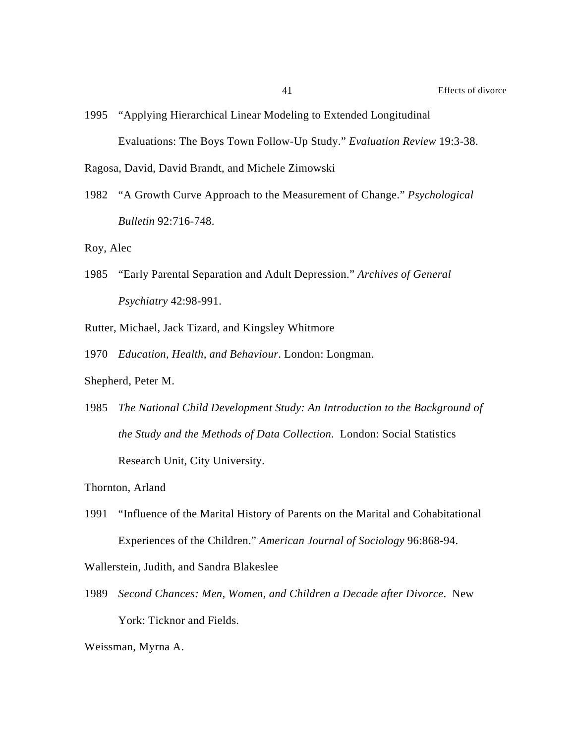1995 "Applying Hierarchical Linear Modeling to Extended Longitudinal Evaluations: The Boys Town Follow-Up Study." *Evaluation Review* 19:3-38.

Ragosa, David, David Brandt, and Michele Zimowski

1982 "A Growth Curve Approach to the Measurement of Change." *Psychological Bulletin* 92:716-748.

Roy, Alec

1985 "Early Parental Separation and Adult Depression." *Archives of General Psychiatry* 42:98-991.

Rutter, Michael, Jack Tizard, and Kingsley Whitmore

1970 *Education, Health, and Behaviour*. London: Longman.

Shepherd, Peter M.

1985 *The National Child Development Study: An Introduction to the Background of the Study and the Methods of Data Collection*. London: Social Statistics Research Unit, City University.

Thornton, Arland

1991 "Influence of the Marital History of Parents on the Marital and Cohabitational Experiences of the Children." *American Journal of Sociology* 96:868-94.

Wallerstein, Judith, and Sandra Blakeslee

1989 *Second Chances: Men, Women, and Children a Decade after Divorce*. New York: Ticknor and Fields.

Weissman, Myrna A.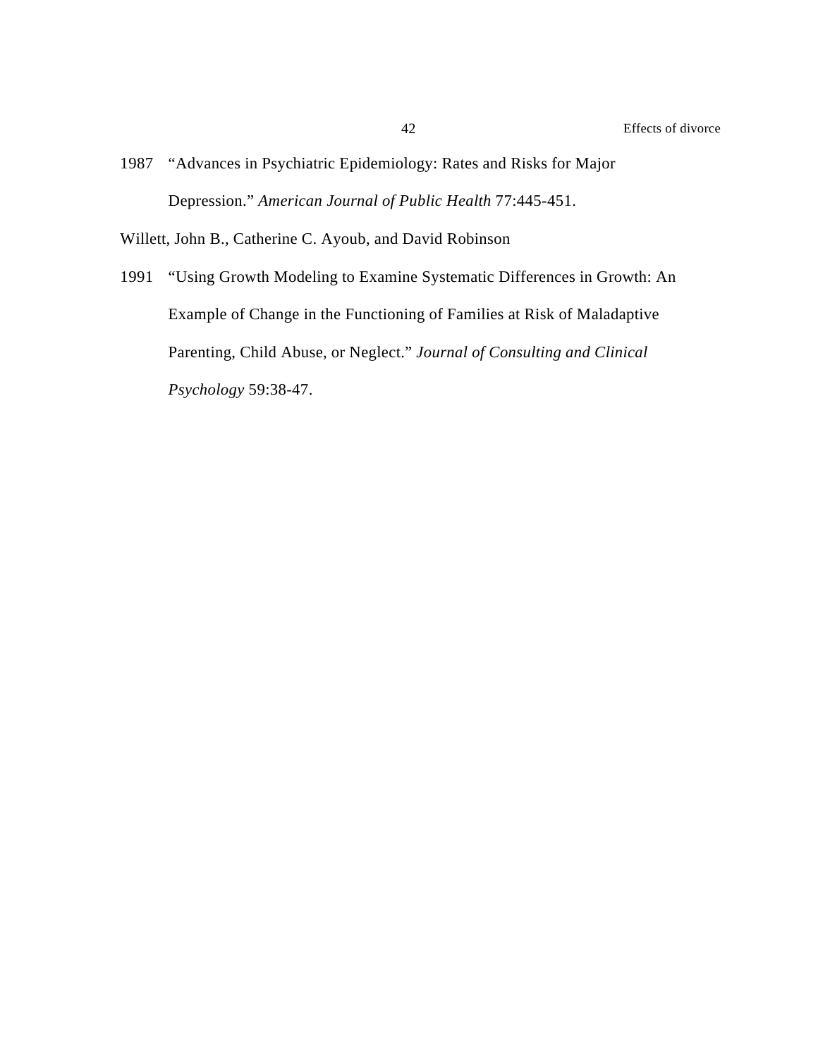1987 "Advances in Psychiatric Epidemiology: Rates and Risks for Major Depression." *American Journal of Public Health* 77:445-451.

Willett, John B., Catherine C. Ayoub, and David Robinson

1991 "Using Growth Modeling to Examine Systematic Differences in Growth: An Example of Change in the Functioning of Families at Risk of Maladaptive Parenting, Child Abuse, or Neglect." *Journal of Consulting and Clinical Psychology* 59:38-47.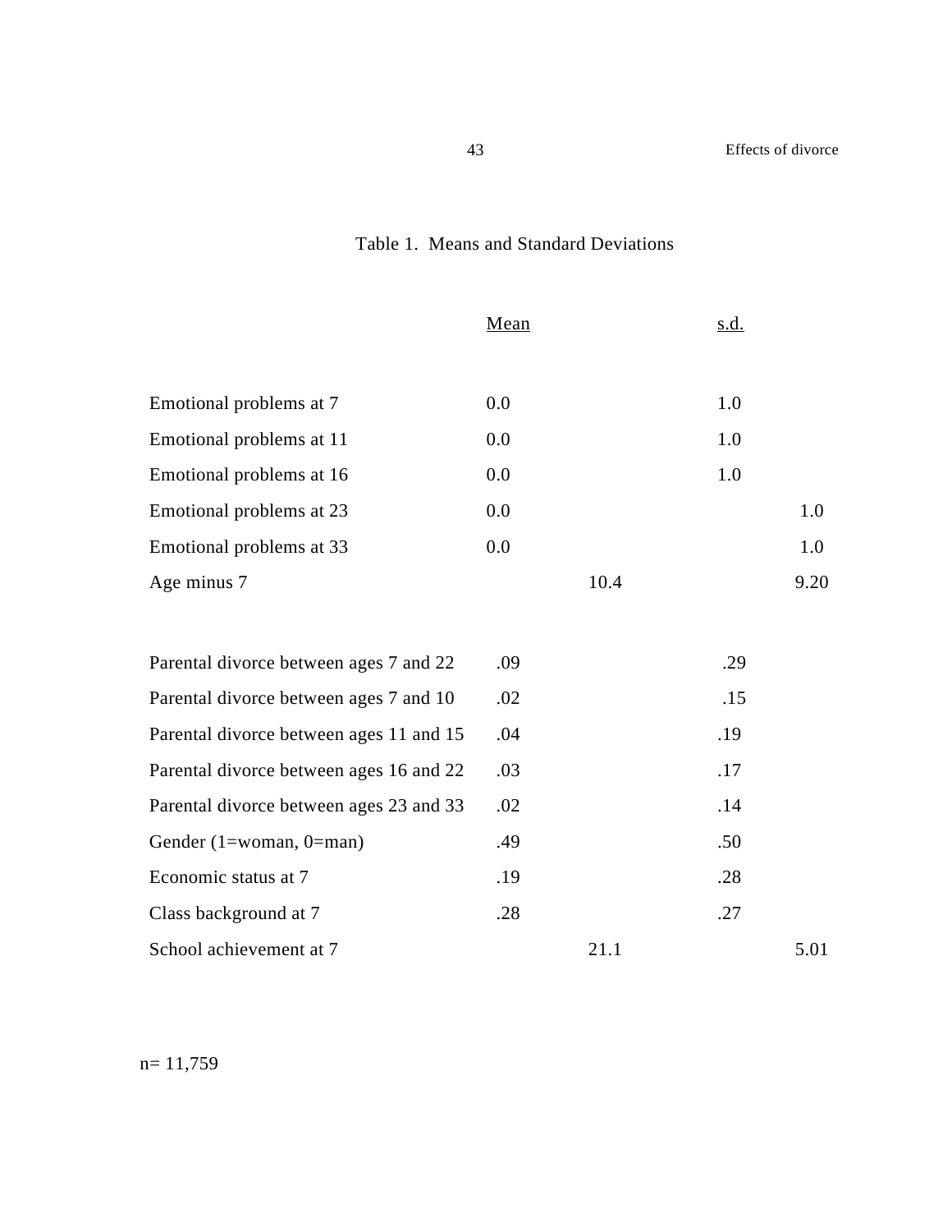Table 1. Means and Standard Deviations

| | Mean | s.d. |
|---|---|---|
| Emotional problems at 7 | 0.0 | 1.0 |
| Emotional problems at 11 | 0.0 | 1.0 |
| Emotional problems at 16 | 0.0 | 1.0 |
| Emotional problems at 23 | 0.0 | 1.0 |
| Emotional problems at 33 | 0.0 | 1.0 |
| Age minus 7 | 10.4 | 9.20 |
| | | |
| Parental divorce between ages 7 and 22 | .09 | .29 |
| Parental divorce between ages 7 and 10 | .02 | .15 |
| Parental divorce between ages 11 and 15 | .04 | .19 |
| Parental divorce between ages 16 and 22 | .03 | .17 |
| Parental divorce between ages 23 and 33 | .02 | .14 |
| Gender (1=woman, 0=man) | .49 | .50 |
| Economic status at 7 | .19 | .28 |
| Class background at 7 | .28 | .27 |
| School achievement at 7 | 21.1 | 5.01 |

n= 11,759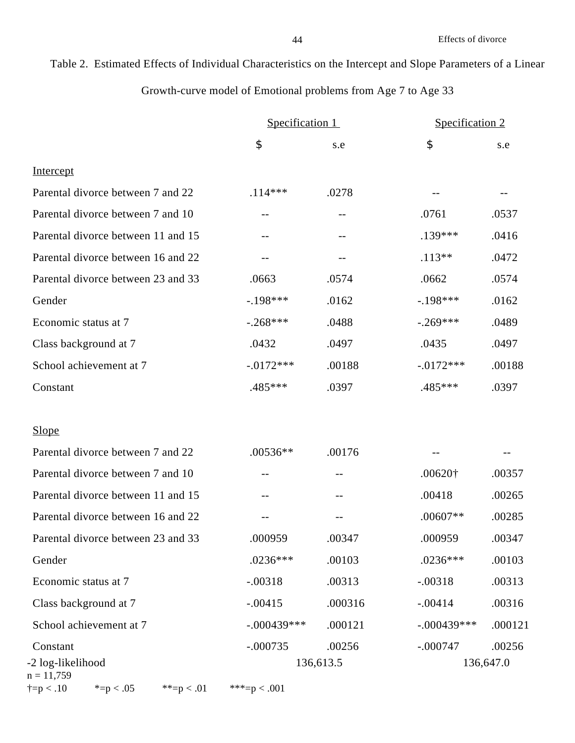Table 2. Estimated Effects of Individual Characteristics on the Intercept and Slope Parameters of a Linear Growth-curve model of Emotional problems from Age 7 to Age 33

| | Specification 1 | | Specification 2 | |
|---|---|---|---|---|
| | $ | s.e | $ | s.e |
| Intercept | | | | |
| Parental divorce between 7 and 22 | .114*** | .0278 | -- | -- |
| Parental divorce between 7 and 10 | -- | -- | .0761 | .0537 |
| Parental divorce between 11 and 15 | -- | -- | .139*** | .0416 |
| Parental divorce between 16 and 22 | -- | -- | .113** | .0472 |
| Parental divorce between 23 and 33 | .0663 | .0574 | .0662 | .0574 |
| Gender | -.198*** | .0162 | -.198*** | .0162 |
| Economic status at 7 | -.268*** | .0488 | -.269*** | .0489 |
| Class background at 7 | .0432 | .0497 | .0435 | .0497 |
| School achievement at 7 | -.0172*** | .00188 | -.0172*** | .00188 |
| Constant | .485*** | .0397 | .485*** | .0397 |
| Slope | | | | |
| Parental divorce between 7 and 22 | .00536** | .00176 | -- | -- |
| Parental divorce between 7 and 10 | -- | -- | .00620† | .00357 |
| Parental divorce between 11 and 15 | -- | -- | .00418 | .00265 |
| Parental divorce between 16 and 22 | -- | -- | .00607** | .00285 |
| Parental divorce between 23 and 33 | .000959 | .00347 | .000959 | .00347 |
| Gender | .0236*** | .00103 | .0236*** | .00103 |
| Economic status at 7 | -.00318 | .00313 | -.00318 | .00313 |
| Class background at 7 | -.00415 | .000316 | -.00414 | .00316 |
| School achievement at 7 | -.000439*** | .000121 | -.000439*** | .000121 |
| Constant | -.000735 | .00256 | -.000747 | .00256 |
| -2 log-likelihood | 136,613.5 | | 136,647.0 | |

n = 11,759

†=p < .10 *=p < .05 **=p < .01 ***=p < .001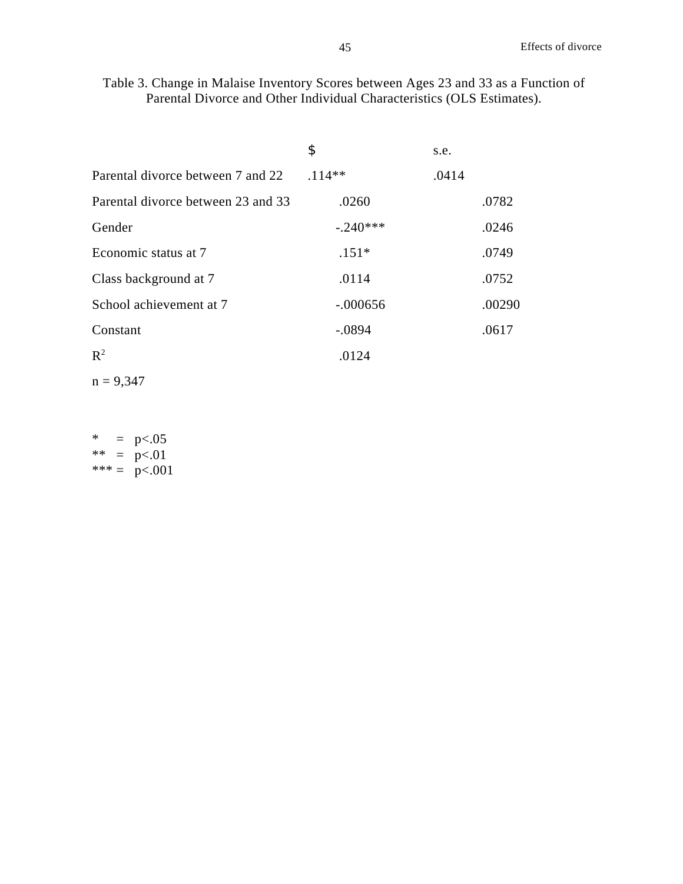Table 3. Change in Malaise Inventory Scores between Ages 23 and 33 as a Function of Parental Divorce and Other Individual Characteristics (OLS Estimates).

| | $ | s.e. |
|---|---|---|
| Parental divorce between 7 and 22 | .114** | .0414 |
| Parental divorce between 23 and 33 | .0260 | .0782 |
| Gender | -.240*** | .0246 |
| Economic status at 7 | .151* | .0749 |
| Class background at 7 | .0114 | .0752 |
| School achievement at 7 | -.000656 | .00290 |
| Constant | -.0894 | .0617 |
| $R^2$ | .0124 | |
| n = 9,347 | | |

\* = p<.05
\*\* = p<.01
\*\*\* = p<.001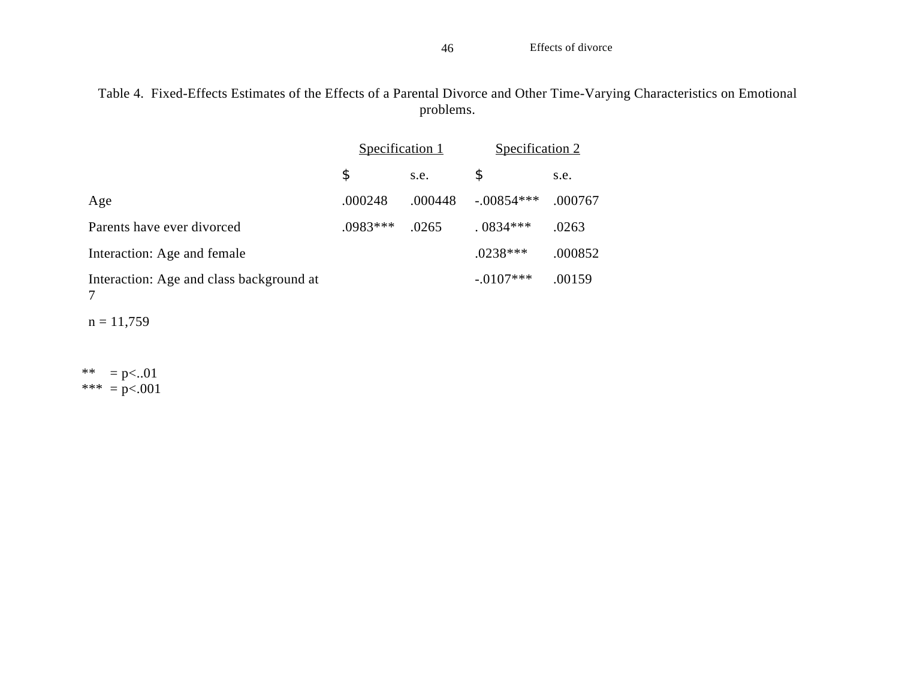Table 4. Fixed-Effects Estimates of the Effects of a Parental Divorce and Other Time-Varying Characteristics on Emotional problems.

| | Specification 1 | | Specification 2 | |
|---|---|---|---|---|
| | $ | s.e. | $ | s.e. |
| Age | .000248 | .000448 | -.00854*** | .000767 |
| Parents have ever divorced | .0983*** | .0265 | . 0834*** | .0263 |
| Interaction: Age and female | | | .0238*** | .000852 |
| Interaction: Age and class background at 7 | | | -.0107*** | .00159 |
| n = 11,759 | | | | |

** = p<..01
*** = p<.001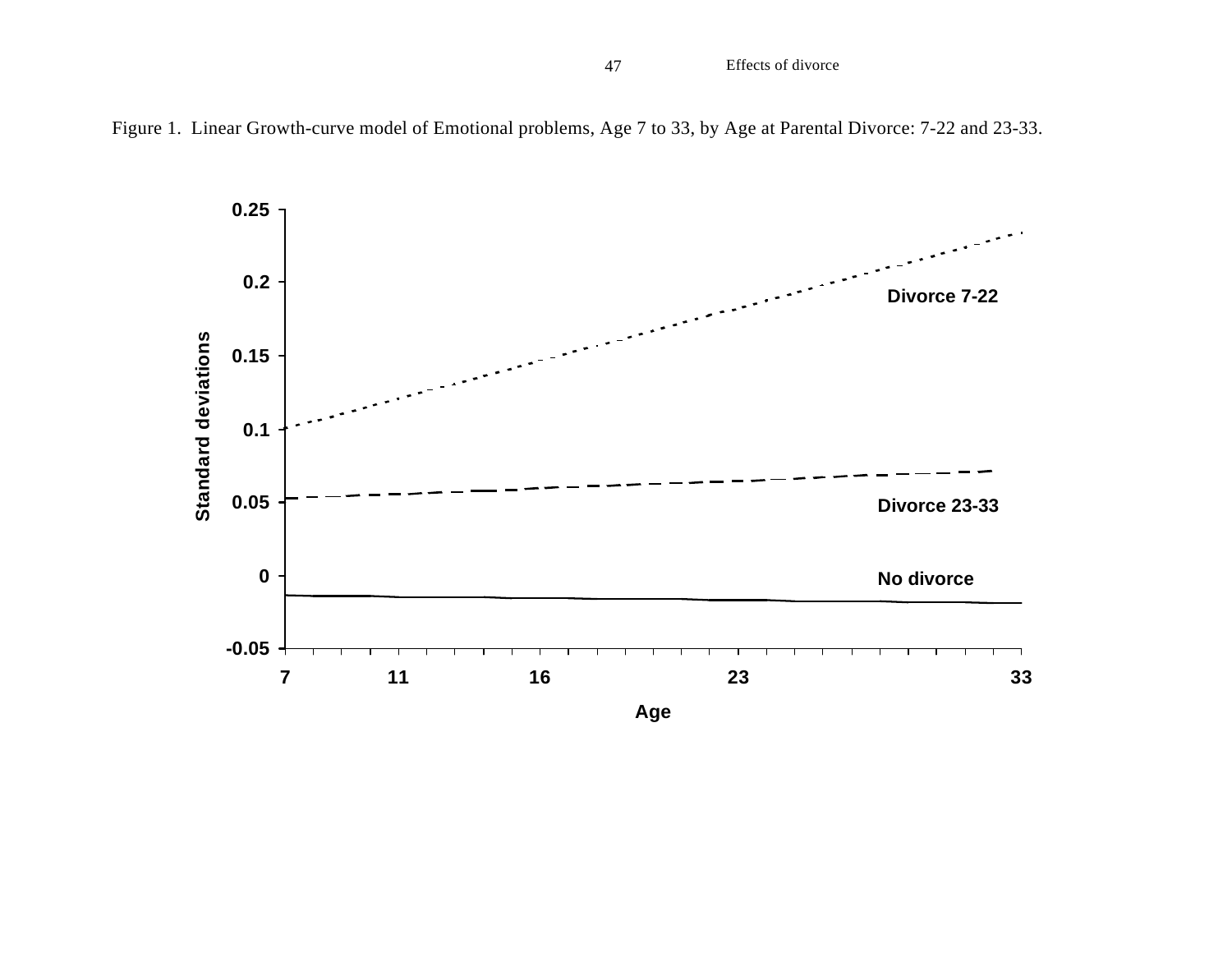Figure 1. Linear Growth-curve model of Emotional problems, Age 7 to 33, by Age at Parental Divorce: 7-22 and 23-33.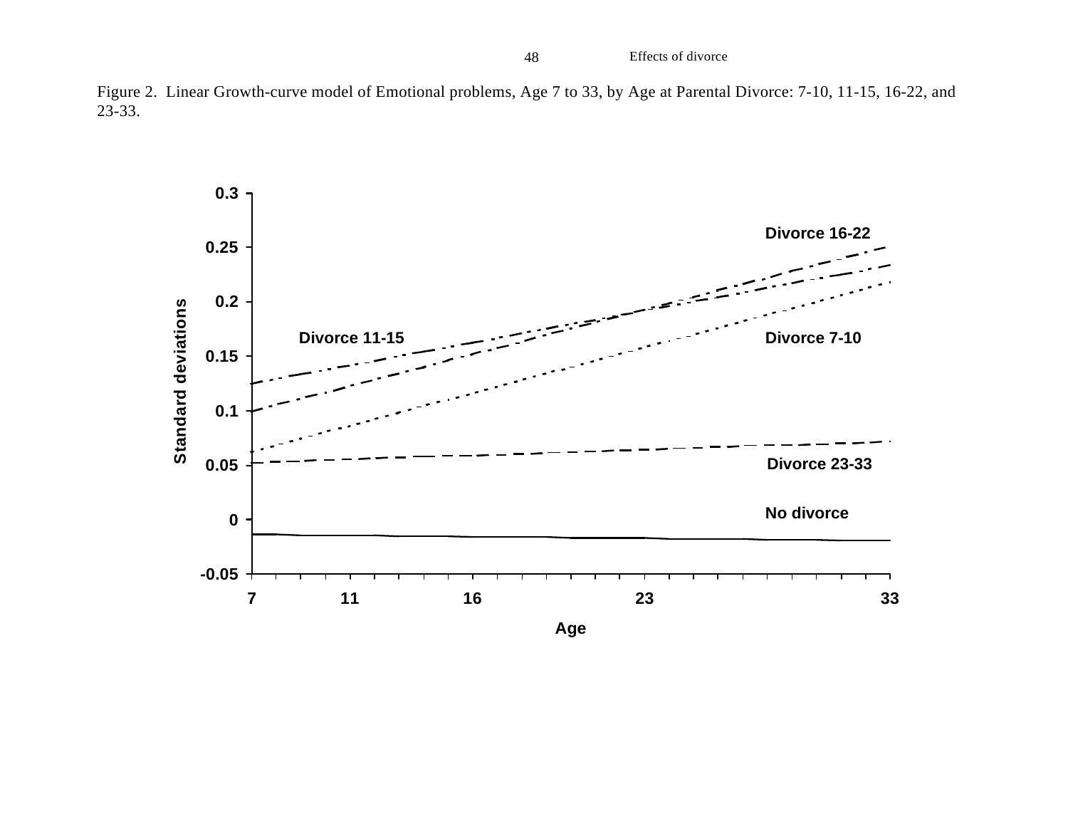Figure 2. Linear Growth-curve model of Emotional problems, Age 7 to 33, by Age at Parental Divorce: 7-10, 11-15, 16-22, and 23-33.

Standard deviations

0.3
0.25
0.2
0.15
0.1
0.05
0
-0.05

Age

7
11
16
23
33

Divorce 16-22
Divorce 11-15
Divorce 7-10
Divorce 23-33
No divorce